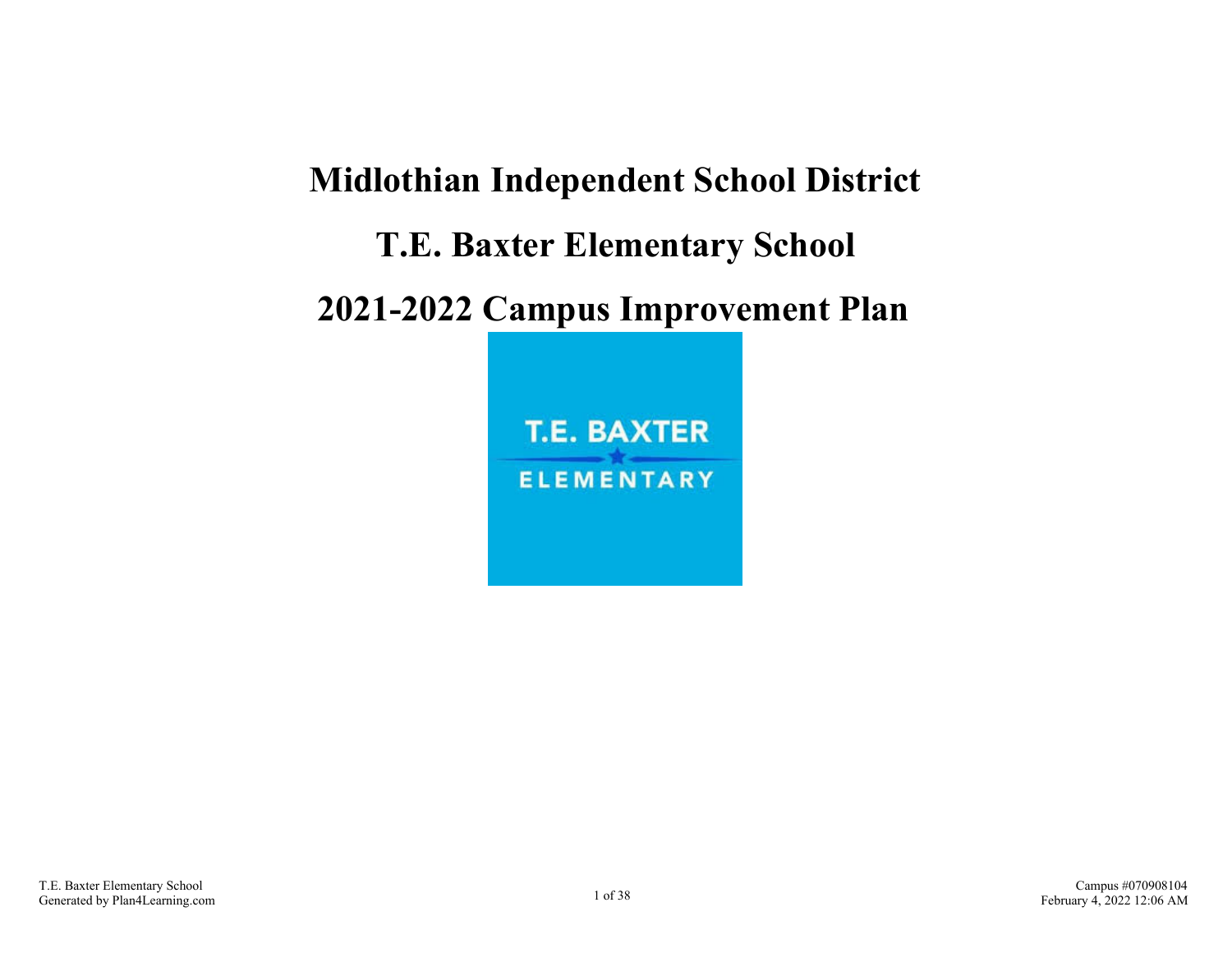# Midlothian Independent School District

# T.E. Baxter Elementary School

# 2021-2022 Campus Improvement Plan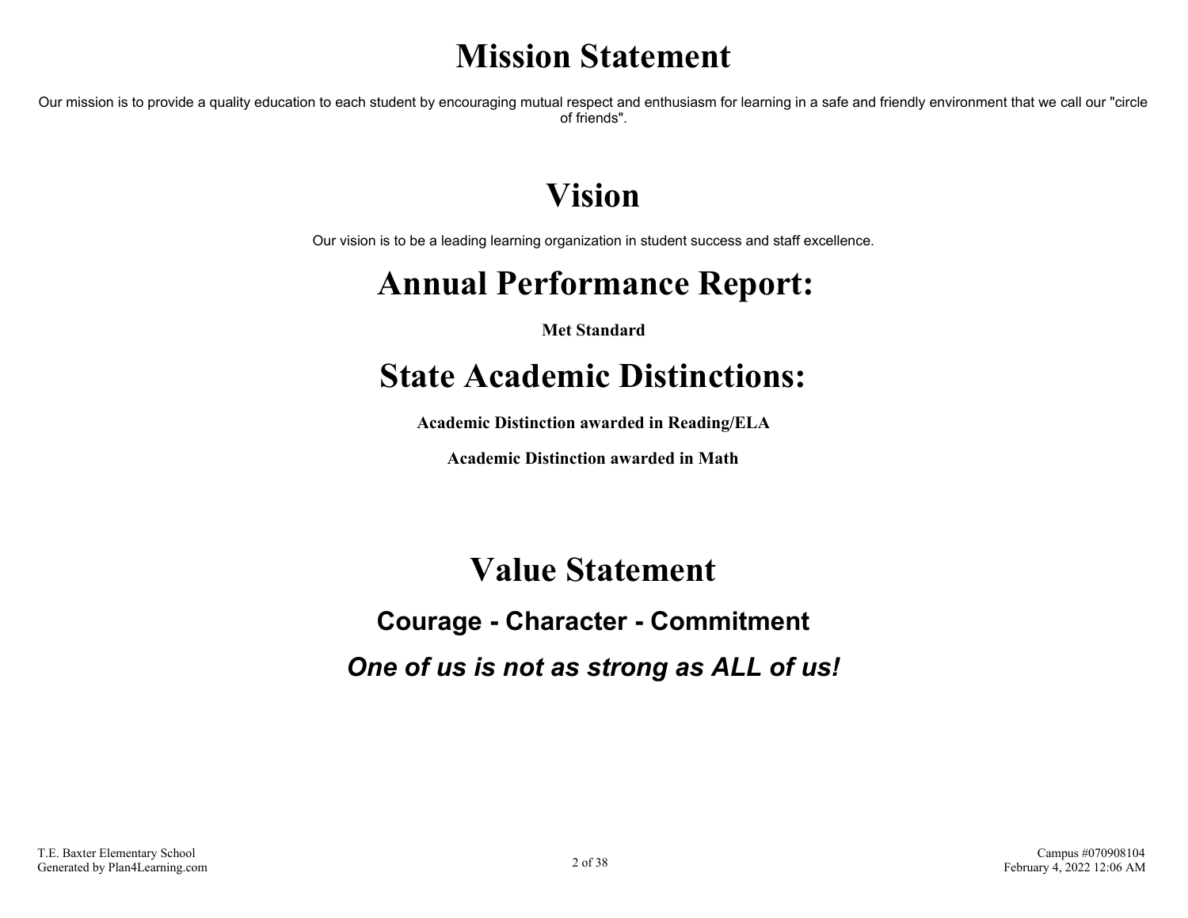# Mission Statement

Our mission is to provide a quality education to each student by encouraging mutual respect and enthusiasm for learning in a safe and friendly environment that we call our "circle of friends".

# Vision

Our vision is to be a leading learning organization in student success and staff excellence.

# Annual Performance Report:

**Met Standard**

# State Academic Distinctions:

**Academic Distinction awarded in Reading/ELA**

**Academic Distinction awarded in Math**

# Value Statement

## Courage - Character - Commitment

## *One of us is not as strong as ALL of us!*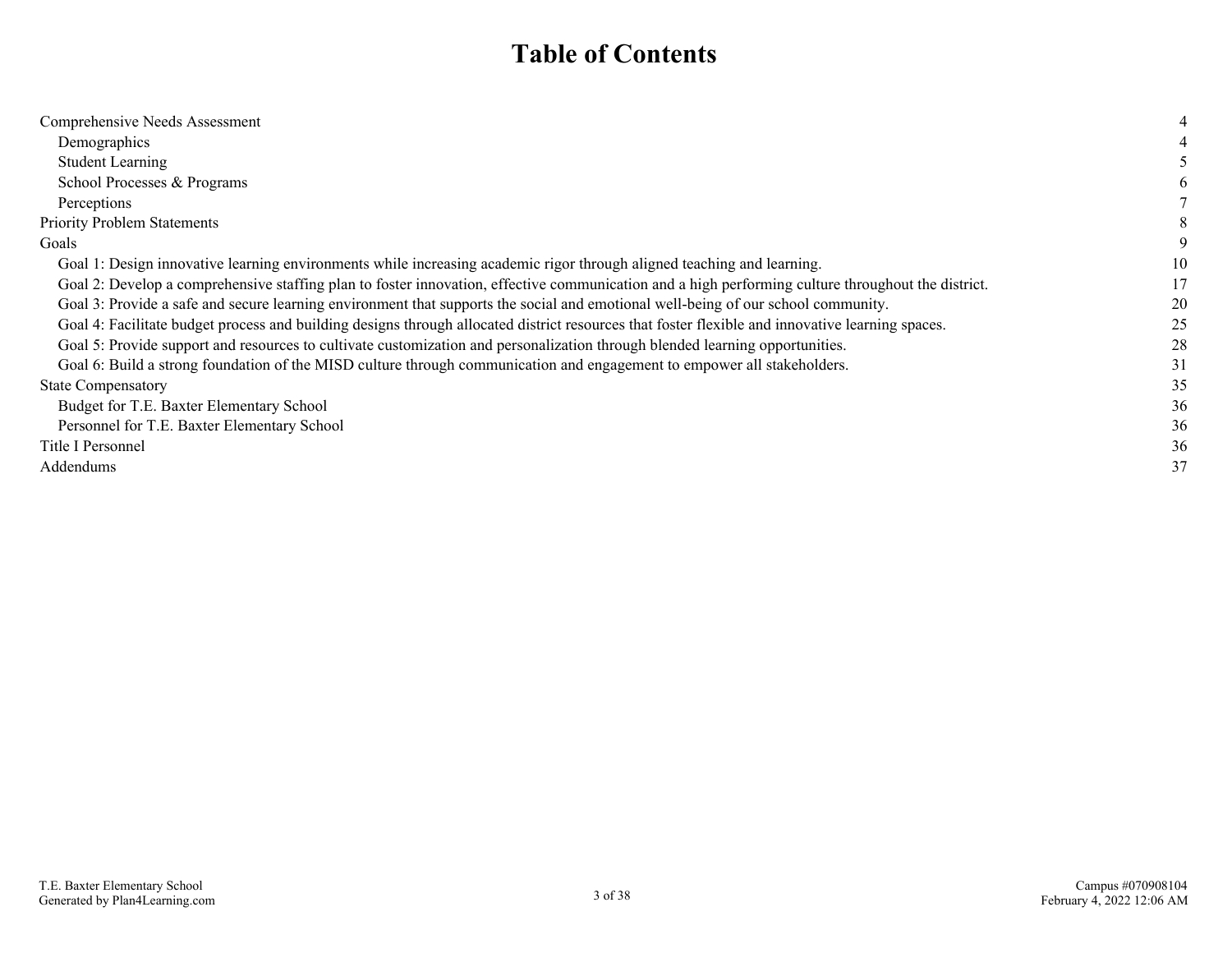# Table of Contents

| | |
|---|---|
| Comprehensive Needs Assessment | 4 |
| Demographics | 4 |
| Student Learning | 5 |
| School Processes & Programs | 6 |
| Perceptions | 7 |
| Priority Problem Statements | 8 |
| Goals | 9 |
| Goal 1: Design innovative learning environments while increasing academic rigor through aligned teaching and learning. | 10 |
| Goal 2: Develop a comprehensive staffing plan to foster innovation, effective communication and a high performing culture throughout the district. | 17 |
| Goal 3: Provide a safe and secure learning environment that supports the social and emotional well-being of our school community. | 20 |
| Goal 4: Facilitate budget process and building designs through allocated district resources that foster flexible and innovative learning spaces. | 25 |
| Goal 5: Provide support and resources to cultivate customization and personalization through blended learning opportunities. | 28 |
| Goal 6: Build a strong foundation of the MISD culture through communication and engagement to empower all stakeholders. | 31 |
| State Compensatory | 35 |
| Budget for T.E. Baxter Elementary School | 36 |
| Personnel for T.E. Baxter Elementary School | 36 |
| Title I Personnel | 36 |
| Addendums | 37 |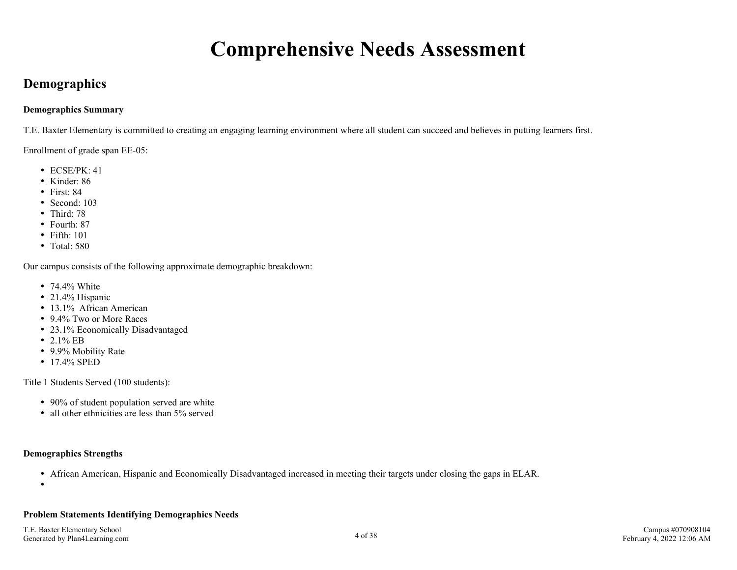# Comprehensive Needs Assessment

## Demographics

**Demographics Summary**

T.E. Baxter Elementary is committed to creating an engaging learning environment where all student can succeed and believes in putting learners first.

Enrollment of grade span EE-05:

- ECSE/PK: 41
- Kinder: 86
- First: 84
- Second: 103
- Third: 78
- Fourth: 87
- Fifth: 101
- Total: 580

Our campus consists of the following approximate demographic breakdown:

- 74.4% White
- 21.4% Hispanic
- 13.1%  African American
- 9.4% Two or More Races
- 23.1% Economically Disadvantaged
- 2.1% EB
- 9.9% Mobility Rate
- 17.4% SPED

Title 1 Students Served (100 students):

- 90% of student population served are white
- all other ethnicities are less than 5% served

**Demographics Strengths**

- African American, Hispanic and Economically Disadvantaged increased in meeting their targets under closing the gaps in ELAR.
-

**Problem Statements Identifying Demographics Needs**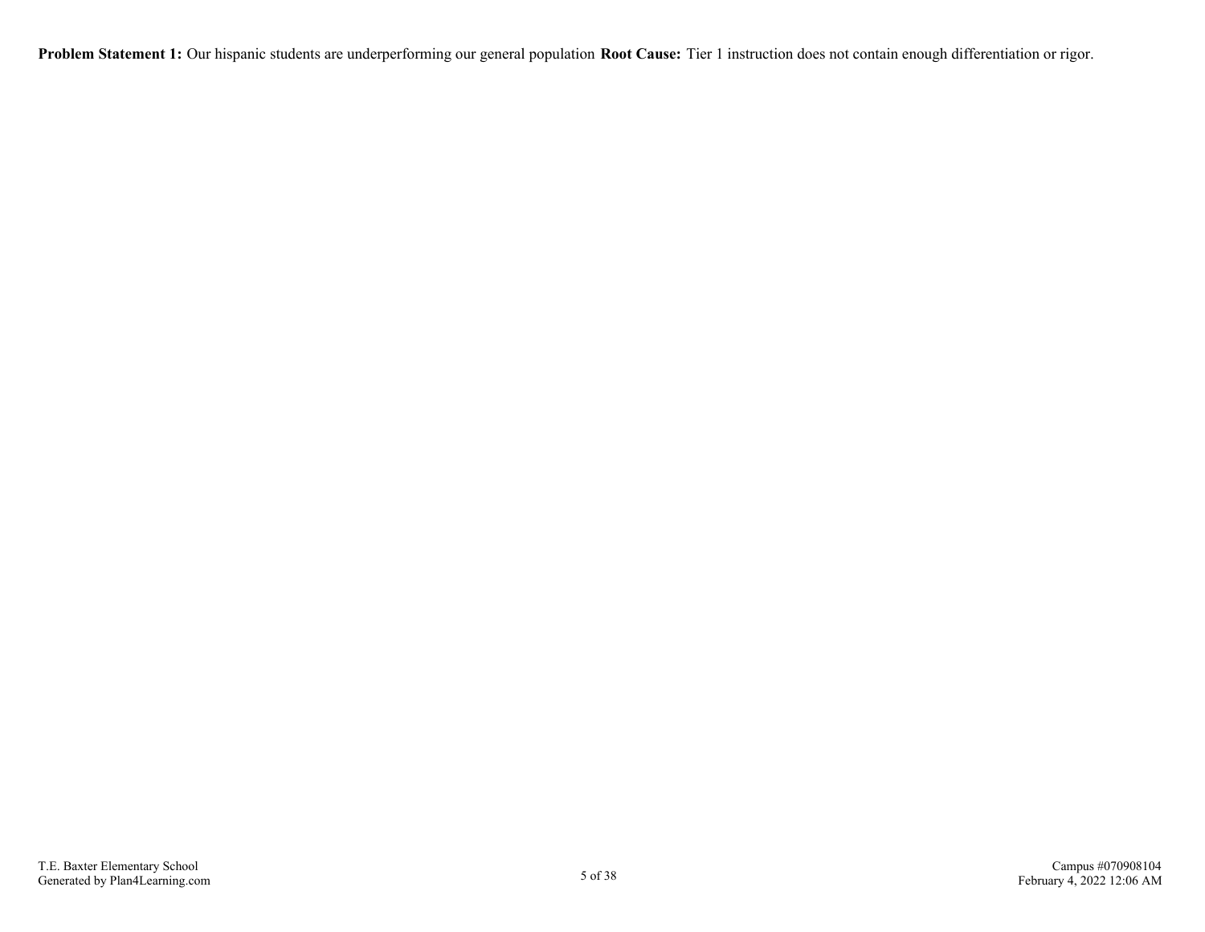**Problem Statement 1:** Our hispanic students are underperforming our general population **Root Cause:** Tier 1 instruction does not contain enough differentiation or rigor.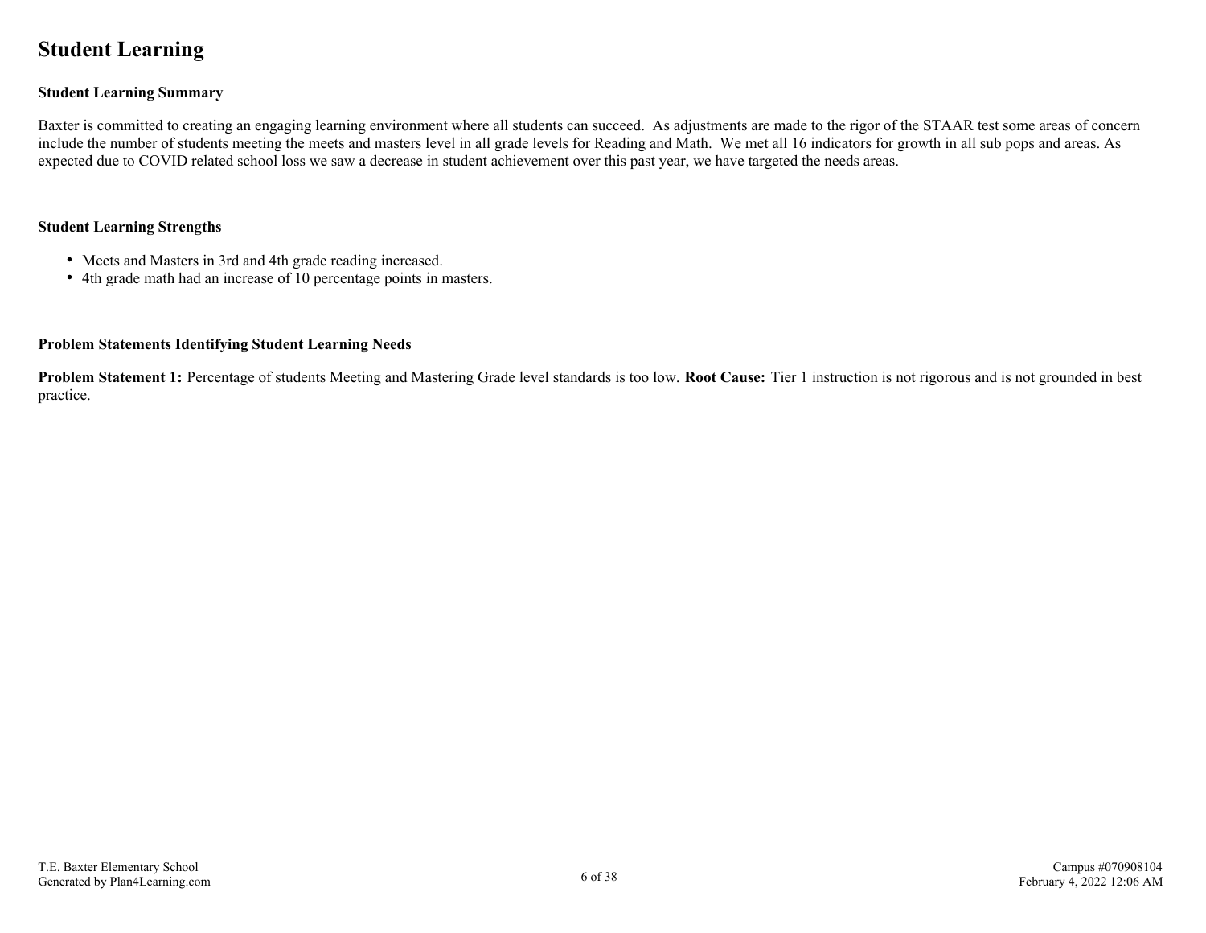# Student Learning

### Student Learning Summary

Baxter is committed to creating an engaging learning environment where all students can succeed. As adjustments are made to the rigor of the STAAR test some areas of concern include the number of students meeting the meets and masters level in all grade levels for Reading and Math. We met all 16 indicators for growth in all sub pops and areas. As expected due to COVID related school loss we saw a decrease in student achievement over this past year, we have targeted the needs areas.

### Student Learning Strengths

- Meets and Masters in 3rd and 4th grade reading increased.
- 4th grade math had an increase of 10 percentage points in masters.

### Problem Statements Identifying Student Learning Needs

**Problem Statement 1:** Percentage of students Meeting and Mastering Grade level standards is too low. **Root Cause:** Tier 1 instruction is not rigorous and is not grounded in best practice.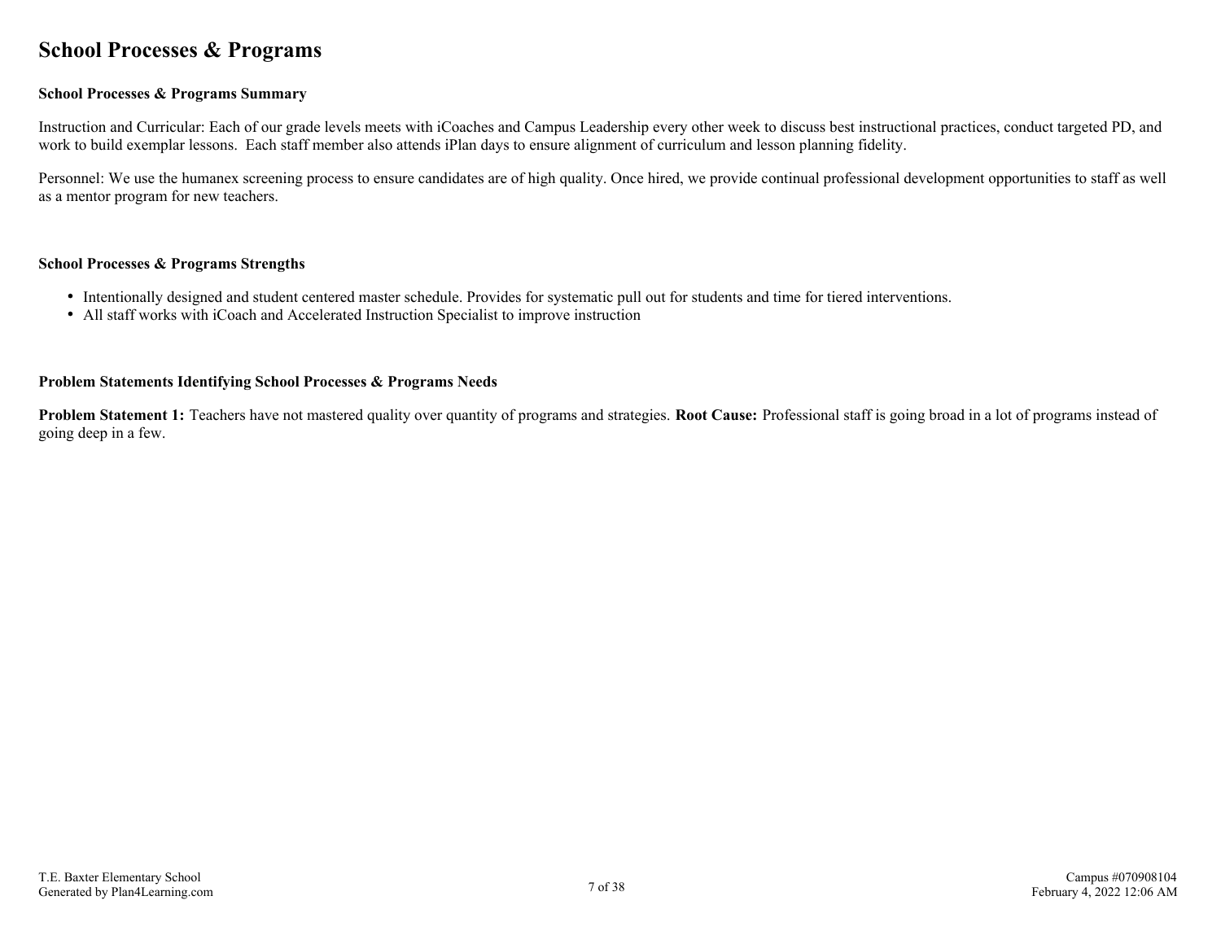# School Processes & Programs

### School Processes & Programs Summary

Instruction and Curricular: Each of our grade levels meets with iCoaches and Campus Leadership every other week to discuss best instructional practices, conduct targeted PD, and work to build exemplar lessons.  Each staff member also attends iPlan days to ensure alignment of curriculum and lesson planning fidelity.

Personnel: We use the humanex screening process to ensure candidates are of high quality. Once hired, we provide continual professional development opportunities to staff as well as a mentor program for new teachers.

### School Processes & Programs Strengths

- Intentionally designed and student centered master schedule. Provides for systematic pull out for students and time for tiered interventions.
- All staff works with iCoach and Accelerated Instruction Specialist to improve instruction

### Problem Statements Identifying School Processes & Programs Needs

**Problem Statement 1:** Teachers have not mastered quality over quantity of programs and strategies. **Root Cause:** Professional staff is going broad in a lot of programs instead of going deep in a few.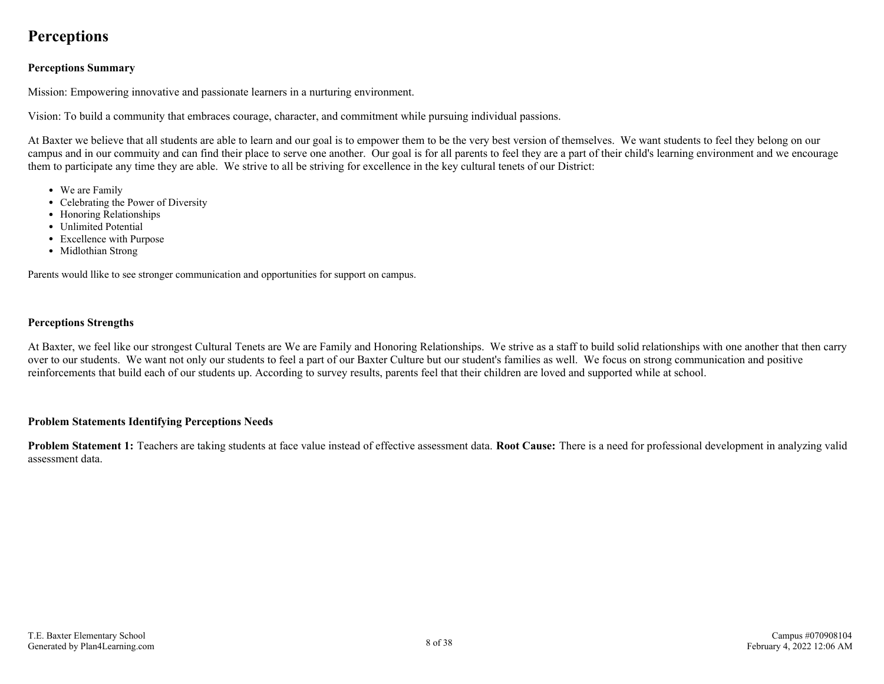# Perceptions

### Perceptions Summary

Mission: Empowering innovative and passionate learners in a nurturing environment.

Vision: To build a community that embraces courage, character, and commitment while pursuing individual passions.

At Baxter we believe that all students are able to learn and our goal is to empower them to be the very best version of themselves. We want students to feel they belong on our campus and in our commuity and can find their place to serve one another. Our goal is for all parents to feel they are a part of their child's learning environment and we encourage them to participate any time they are able. We strive to all be striving for excellence in the key cultural tenets of our District:

- We are Family
- Celebrating the Power of Diversity
- Honoring Relationships
- Unlimited Potential
- Excellence with Purpose
- Midlothian Strong

Parents would llike to see stronger communication and opportunities for support on campus.

### Perceptions Strengths

At Baxter, we feel like our strongest Cultural Tenets are We are Family and Honoring Relationships. We strive as a staff to build solid relationships with one another that then carry over to our students. We want not only our students to feel a part of our Baxter Culture but our student's families as well. We focus on strong communication and positive reinforcements that build each of our students up. According to survey results, parents feel that their children are loved and supported while at school.

### Problem Statements Identifying Perceptions Needs

**Problem Statement 1:** Teachers are taking students at face value instead of effective assessment data. **Root Cause:** There is a need for professional development in analyzing valid assessment data.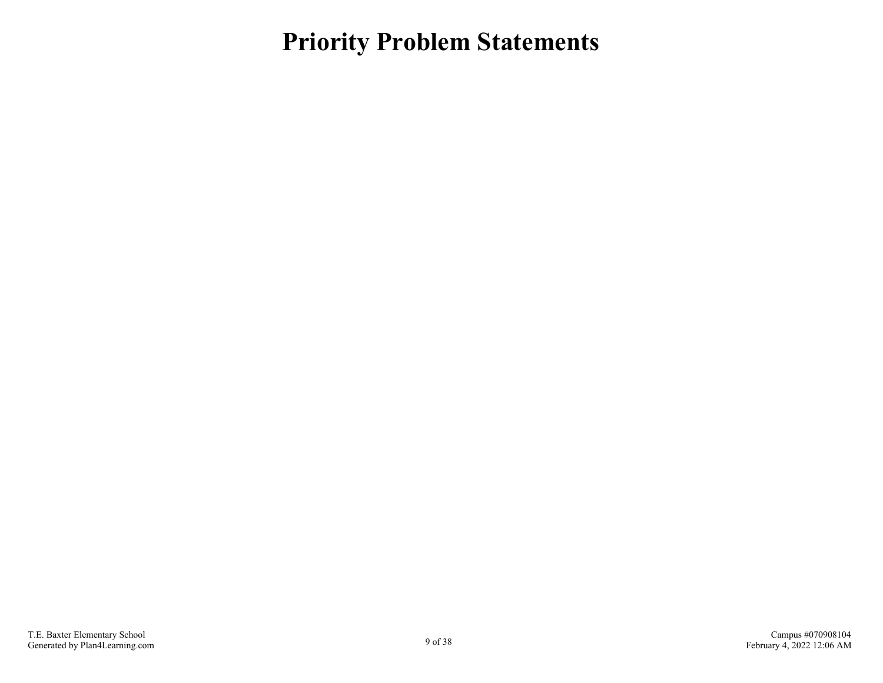# Priority Problem Statements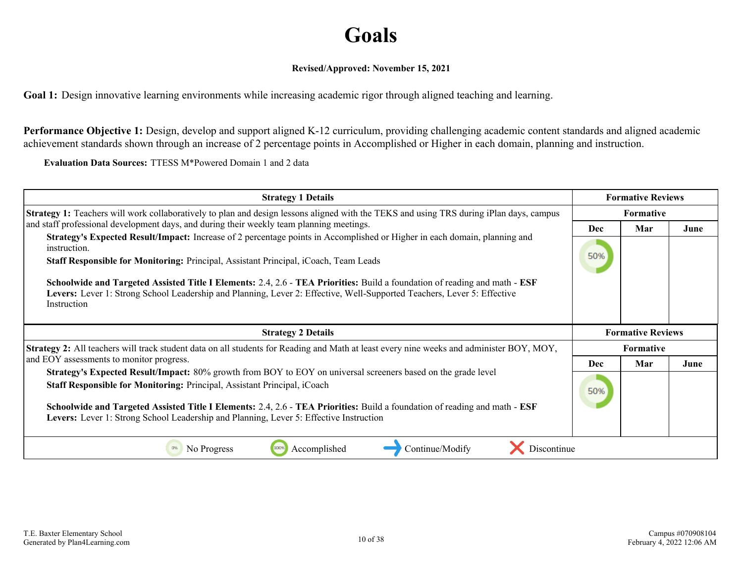# Goals

**Revised/Approved: November 15, 2021**

**Goal 1:** Design innovative learning environments while increasing academic rigor through aligned teaching and learning.

**Performance Objective 1:** Design, develop and support aligned K-12 curriculum, providing challenging academic content standards and aligned academic achievement standards shown through an increase of 2 percentage points in Accomplished or Higher in each domain, planning and instruction.

**Evaluation Data Sources:** TTESS M*Powered Domain 1 and 2 data

| Strategy 1 Details | Formative Reviews | | |
|---|---|---|---|
| | Formative | | |
| **Strategy 1:** Teachers will work collaboratively to plan and design lessons aligned with the TEKS and using TRS during iPlan days, campus and staff professional development days, and during their weekly team planning meetings. | Dec | Mar | June |
| **Strategy's Expected Result/Impact:** Increase of 2 percentage points in Accomplished or Higher in each domain, planning and instruction.<br>**Staff Responsible for Monitoring:** Principal, Assistant Principal, iCoach, Team Leads<br><br>**Schoolwide and Targeted Assisted Title I Elements:** 2.4, 2.6 - **TEA Priorities:** Build a foundation of reading and math - **ESF Levers:** Lever 1: Strong School Leadership and Planning, Lever 2: Effective, Well-Supported Teachers, Lever 5: Effective Instruction | 50% | | |

| Strategy 2 Details | Formative Reviews | | |
|---|---|---|---|
| | Formative | | |
| **Strategy 2:** All teachers will track student data on all students for Reading and Math at least every nine weeks and administer BOY, MOY, and EOY assessments to monitor progress. | Dec | Mar | June |
| **Strategy's Expected Result/Impact:** 80% growth from BOY to EOY on universal screeners based on the grade level<br>**Staff Responsible for Monitoring:** Principal, Assistant Principal, iCoach<br><br>**Schoolwide and Targeted Assisted Title I Elements:** 2.4, 2.6 - **TEA Priorities:** Build a foundation of reading and math - **ESF Levers:** Lever 1: Strong School Leadership and Planning, Lever 5: Effective Instruction | 50% | | |

0% No Progress | 100% Accomplished | Continue/Modify | Discontinue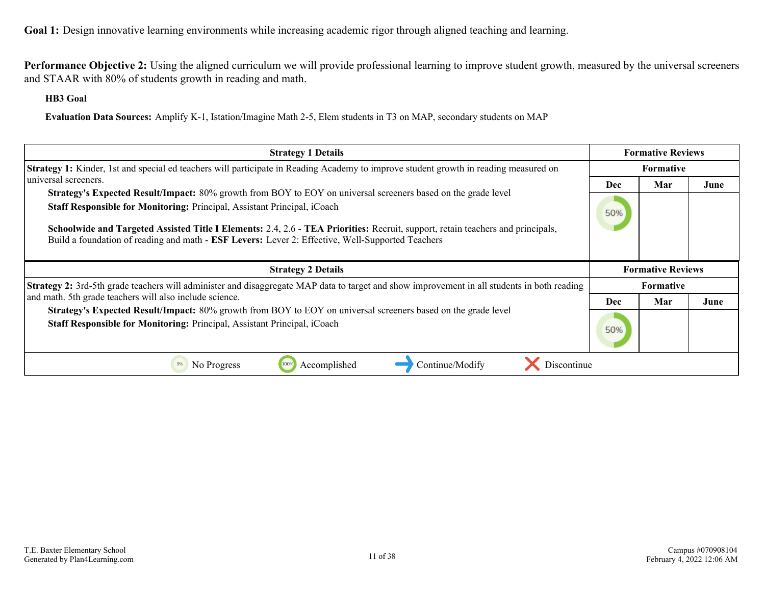**Goal 1:** Design innovative learning environments while increasing academic rigor through aligned teaching and learning.

**Performance Objective 2:** Using the aligned curriculum we will provide professional learning to improve student growth, measured by the universal screeners and STAAR with 80% of students growth in reading and math.

**HB3 Goal**

**Evaluation Data Sources:** Amplify K-1, Istation/Imagine Math 2-5, Elem students in T3 on MAP, secondary students on MAP

| Strategy 1 Details | Formative Reviews | | |
|---|---|---|---|
| | Formative | | |
| | Dec | Mar | June |
| **Strategy 1:** Kinder, 1st and special ed teachers will participate in Reading Academy to improve student growth in reading measured on universal screeners.<br>**Strategy's Expected Result/Impact:** 80% growth from BOY to EOY on universal screeners based on the grade level<br>**Staff Responsible for Monitoring:** Principal, Assistant Principal, iCoach<br><br>**Schoolwide and Targeted Assisted Title I Elements:** 2.4, 2.6 - **TEA Priorities:** Recruit, support, retain teachers and principals, Build a foundation of reading and math - **ESF Levers:** Lever 2: Effective, Well-Supported Teachers | 50% | | |

| Strategy 2 Details | Formative Reviews | | |
|---|---|---|---|
| | Formative | | |
| | Dec | Mar | June |
| **Strategy 2:** 3rd-5th grade teachers will administer and disaggregate MAP data to target and show improvement in all students in both reading and math. 5th grade teachers will also include science.<br>**Strategy's Expected Result/Impact:** 80% growth from BOY to EOY on universal screeners based on the grade level<br>**Staff Responsible for Monitoring:** Principal, Assistant Principal, iCoach | 50% | | |

0% No Progress | 100% Accomplished | Continue/Modify | Discontinue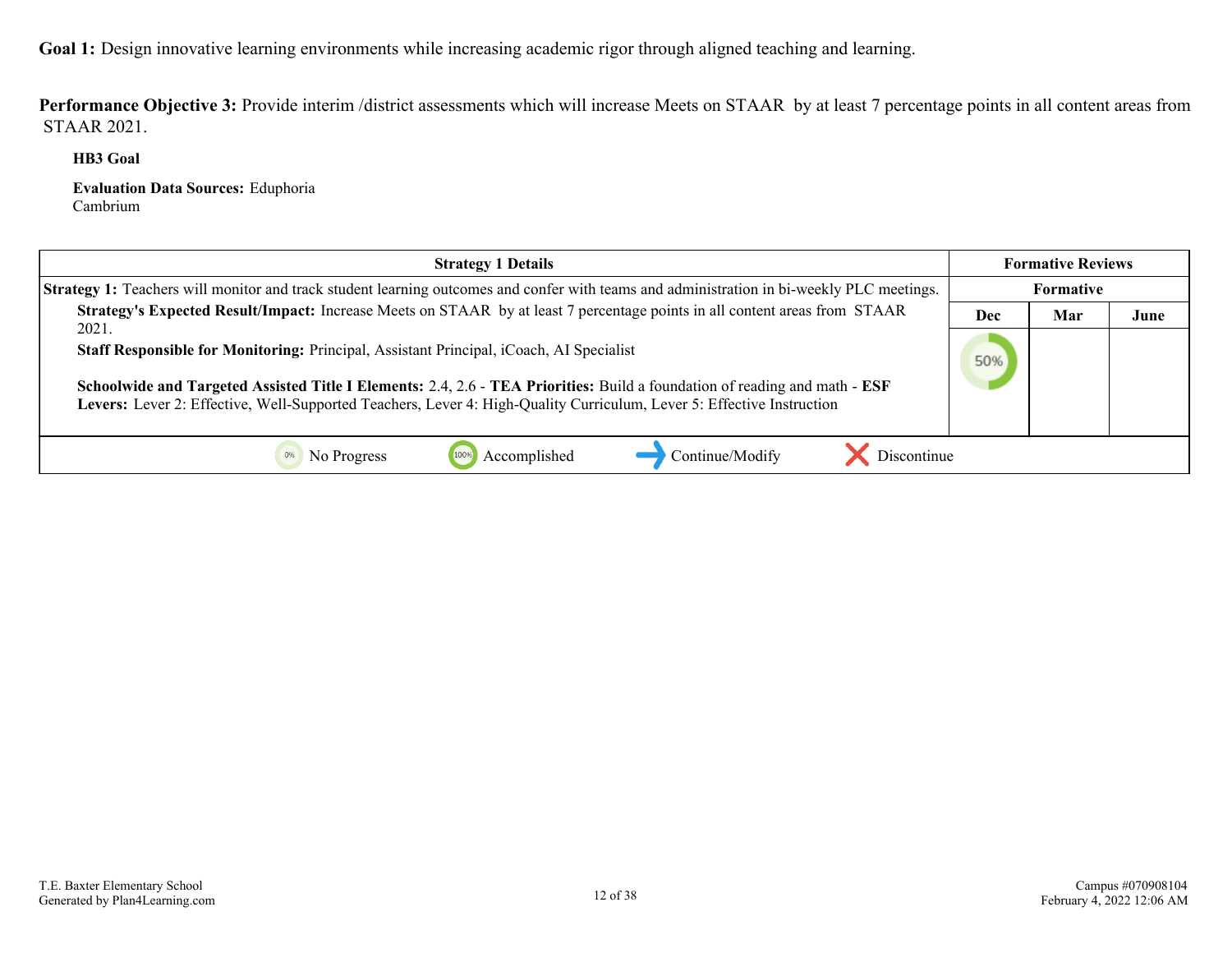**Goal 1:** Design innovative learning environments while increasing academic rigor through aligned teaching and learning.

**Performance Objective 3:** Provide interim /district assessments which will increase Meets on STAAR by at least 7 percentage points in all content areas from STAAR 2021.

**HB3 Goal**

**Evaluation Data Sources:** Eduphoria
Cambrium

| Strategy 1 Details | Formative Reviews | | |
|---|---|---|---|
| | Formative | | |
| **Strategy 1:** Teachers will monitor and track student learning outcomes and confer with teams and administration in bi-weekly PLC meetings. | Dec | Mar | June |
| **Strategy's Expected Result/Impact:** Increase Meets on STAAR by at least 7 percentage points in all content areas from STAAR 2021.<br>**Staff Responsible for Monitoring:** Principal, Assistant Principal, iCoach, AI Specialist<br><br>**Schoolwide and Targeted Assisted Title I Elements:** 2.4, 2.6 - **TEA Priorities:** Build a foundation of reading and math - **ESF Levers:** Lever 2: Effective, Well-Supported Teachers, Lever 4: High-Quality Curriculum, Lever 5: Effective Instruction | 50% | | |

0% No Progress | 100% Accomplished | → Continue/Modify | ✗ Discontinue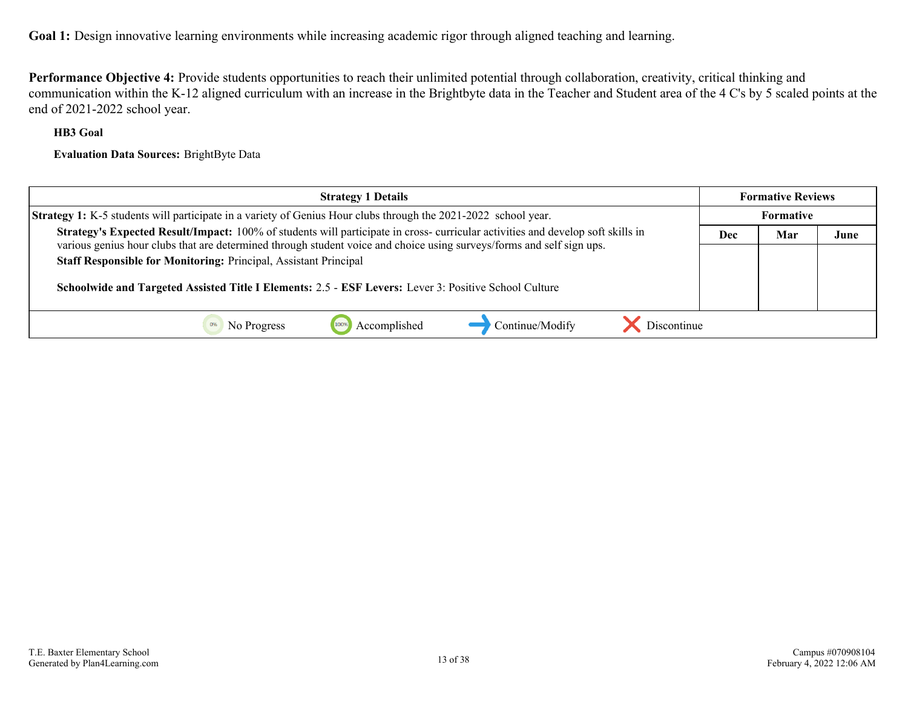**Goal 1:** Design innovative learning environments while increasing academic rigor through aligned teaching and learning.

**Performance Objective 4:** Provide students opportunities to reach their unlimited potential through collaboration, creativity, critical thinking and communication within the K-12 aligned curriculum with an increase in the Brightbyte data in the Teacher and Student area of the 4 C's by 5 scaled points at the end of 2021-2022 school year.

**HB3 Goal**

**Evaluation Data Sources:** BrightByte Data

| Strategy 1 Details | Formative Reviews | | |
|---|---|---|---|
| **Strategy 1:** K-5 students will participate in a variety of Genius Hour clubs through the 2021-2022 school year. | Formative | | |
| **Strategy's Expected Result/Impact:** 100% of students will participate in cross- curricular activities and develop soft skills in various genius hour clubs that are determined through student voice and choice using surveys/forms and self sign ups. | Dec | Mar | June |
| **Staff Responsible for Monitoring:** Principal, Assistant Principal<br><br>**Schoolwide and Targeted Assisted Title I Elements:** 2.5 - **ESF Levers:** Lever 3: Positive School Culture | | | |
| No Progress / Accomplished / Continue/Modify / Discontinue | | | |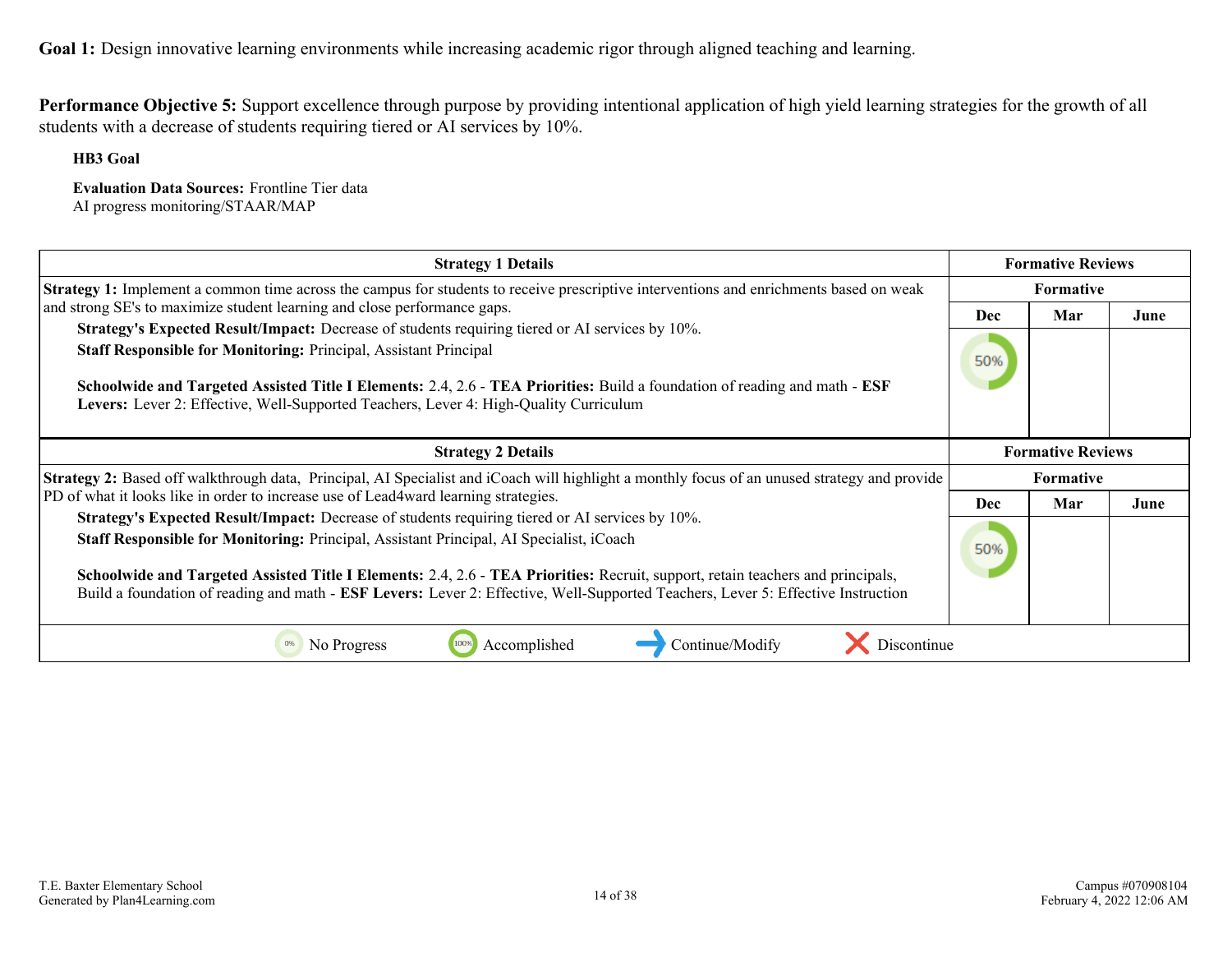**Goal 1:** Design innovative learning environments while increasing academic rigor through aligned teaching and learning.

**Performance Objective 5:** Support excellence through purpose by providing intentional application of high yield learning strategies for the growth of all students with a decrease of students requiring tiered or AI services by 10%.

**HB3 Goal**

**Evaluation Data Sources:** Frontline Tier data
AI progress monitoring/STAAR/MAP

| Strategy 1 Details | Formative Reviews | | |
|---|---|---|---|
| | Formative | | |
| | Dec | Mar | June |
| **Strategy 1:** Implement a common time across the campus for students to receive prescriptive interventions and enrichments based on weak and strong SE's to maximize student learning and close performance gaps.<br>**Strategy's Expected Result/Impact:** Decrease of students requiring tiered or AI services by 10%.<br>**Staff Responsible for Monitoring:** Principal, Assistant Principal<br><br>**Schoolwide and Targeted Assisted Title I Elements:** 2.4, 2.6 - **TEA Priorities:** Build a foundation of reading and math - **ESF Levers:** Lever 2: Effective, Well-Supported Teachers, Lever 4: High-Quality Curriculum | 50% | | |

| Strategy 2 Details | Formative Reviews | | |
|---|---|---|---|
| | Formative | | |
| | Dec | Mar | June |
| **Strategy 2:** Based off walkthrough data, Principal, AI Specialist and iCoach will highlight a monthly focus of an unused strategy and provide PD of what it looks like in order to increase use of Lead4ward learning strategies.<br>**Strategy's Expected Result/Impact:** Decrease of students requiring tiered or AI services by 10%.<br>**Staff Responsible for Monitoring:** Principal, Assistant Principal, AI Specialist, iCoach<br><br>**Schoolwide and Targeted Assisted Title I Elements:** 2.4, 2.6 - **TEA Priorities:** Recruit, support, retain teachers and principals, Build a foundation of reading and math - **ESF Levers:** Lever 2: Effective, Well-Supported Teachers, Lever 5: Effective Instruction | 50% | | |

0% No Progress | 100% Accomplished | → Continue/Modify | ✕ Discontinue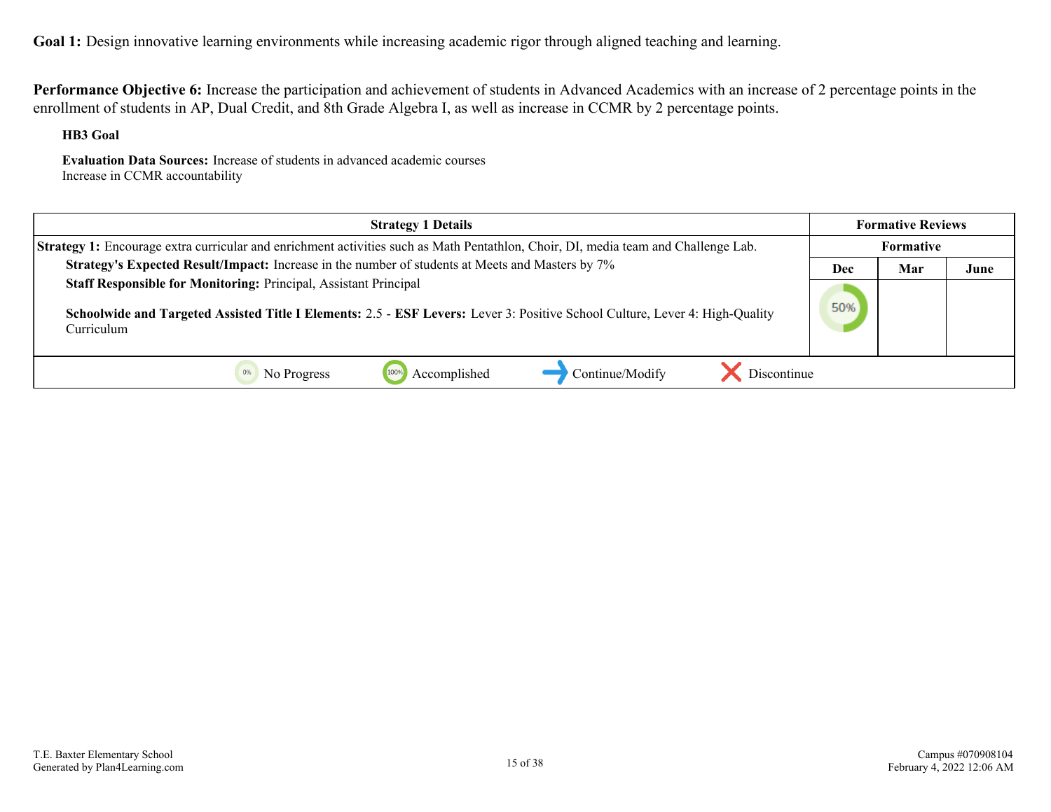**Goal 1:** Design innovative learning environments while increasing academic rigor through aligned teaching and learning.

**Performance Objective 6:** Increase the participation and achievement of students in Advanced Academics with an increase of 2 percentage points in the enrollment of students in AP, Dual Credit, and 8th Grade Algebra I, as well as increase in CCMR by 2 percentage points.

**HB3 Goal**

**Evaluation Data Sources:** Increase of students in advanced academic courses
Increase in CCMR accountability

| Strategy 1 Details | Formative Reviews | | |
|---|---|---|---|
| **Strategy 1:** Encourage extra curricular and enrichment activities such as Math Pentathlon, Choir, DI, media team and Challenge Lab. | Formative | | |
| **Strategy's Expected Result/Impact:** Increase in the number of students at Meets and Masters by 7% | Dec | Mar | June |
| **Staff Responsible for Monitoring:** Principal, Assistant Principal<br><br>**Schoolwide and Targeted Assisted Title I Elements:** 2.5 - **ESF Levers:** Lever 3: Positive School Culture, Lever 4: High-Quality Curriculum | 50% | | |

0% No Progress | 100% Accomplished | → Continue/Modify | ✗ Discontinue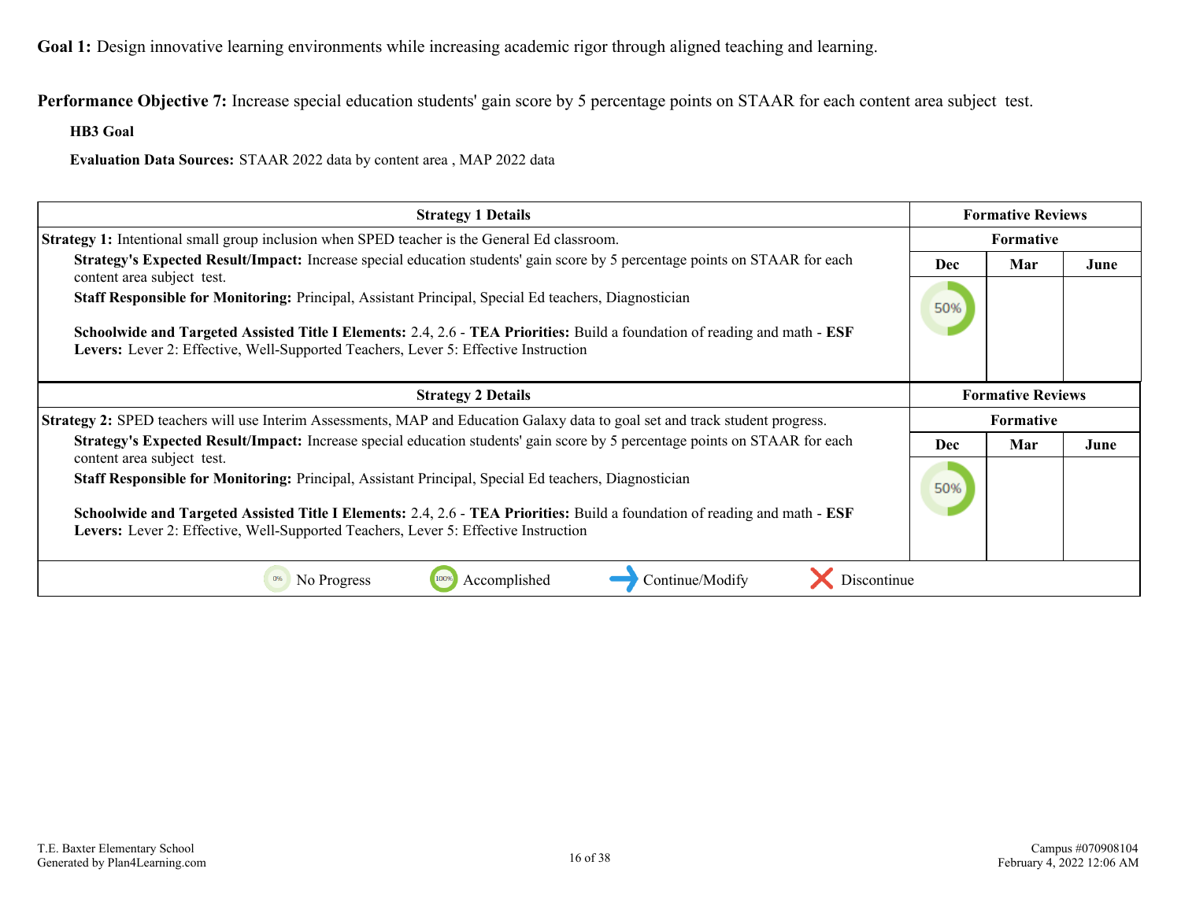**Goal 1:** Design innovative learning environments while increasing academic rigor through aligned teaching and learning.

**Performance Objective 7:** Increase special education students' gain score by 5 percentage points on STAAR for each content area subject test.

**HB3 Goal**

**Evaluation Data Sources:** STAAR 2022 data by content area , MAP 2022 data

| Strategy 1 Details | Formative Reviews | | |
|---|---|---|---|
| | Formative | | |
| **Strategy 1:** Intentional small group inclusion when SPED teacher is the General Ed classroom.<br>**Strategy's Expected Result/Impact:** Increase special education students' gain score by 5 percentage points on STAAR for each content area subject test.<br>**Staff Responsible for Monitoring:** Principal, Assistant Principal, Special Ed teachers, Diagnostician<br>**Schoolwide and Targeted Assisted Title I Elements:** 2.4, 2.6 - **TEA Priorities:** Build a foundation of reading and math - **ESF Levers:** Lever 2: Effective, Well-Supported Teachers, Lever 5: Effective Instruction | Dec | Mar | June |
| | 50% | | |

| Strategy 2 Details | Formative Reviews | | |
|---|---|---|---|
| | Formative | | |
| **Strategy 2:** SPED teachers will use Interim Assessments, MAP and Education Galaxy data to goal set and track student progress.<br>**Strategy's Expected Result/Impact:** Increase special education students' gain score by 5 percentage points on STAAR for each content area subject test.<br>**Staff Responsible for Monitoring:** Principal, Assistant Principal, Special Ed teachers, Diagnostician<br>**Schoolwide and Targeted Assisted Title I Elements:** 2.4, 2.6 - **TEA Priorities:** Build a foundation of reading and math - **ESF Levers:** Lever 2: Effective, Well-Supported Teachers, Lever 5: Effective Instruction | Dec | Mar | June |
| | 50% | | |

0% No Progress | 100% Accomplished | → Continue/Modify | ✕ Discontinue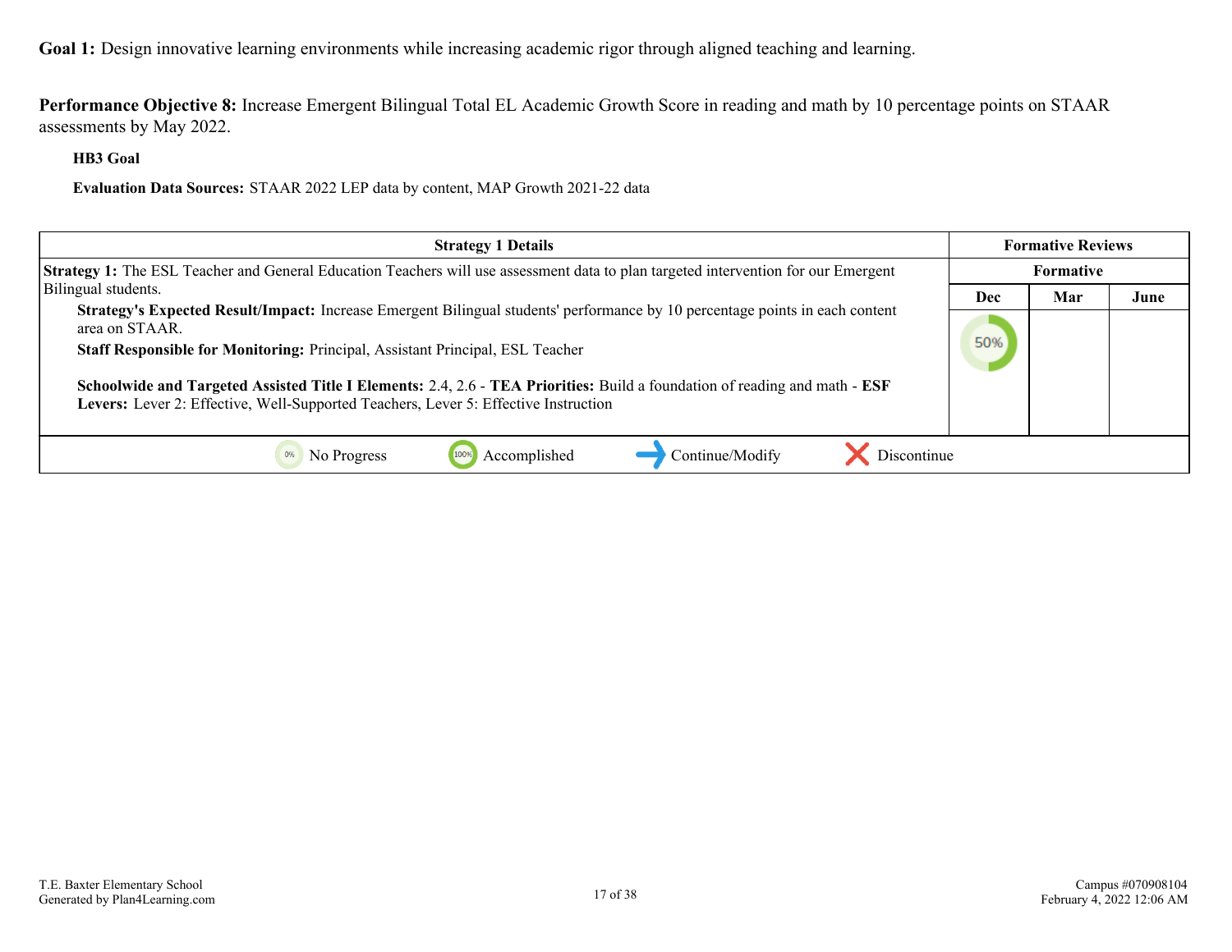**Goal 1:** Design innovative learning environments while increasing academic rigor through aligned teaching and learning.

**Performance Objective 8:** Increase Emergent Bilingual Total EL Academic Growth Score in reading and math by 10 percentage points on STAAR assessments by May 2022.

**HB3 Goal**

**Evaluation Data Sources:** STAAR 2022 LEP data by content, MAP Growth 2021-22 data

| Strategy 1 Details | Formative Reviews | | |
|---|---|---|---|
| | Formative | | |
| | Dec | Mar | June |
| **Strategy 1:** The ESL Teacher and General Education Teachers will use assessment data to plan targeted intervention for our Emergent Bilingual students.<br>**Strategy's Expected Result/Impact:** Increase Emergent Bilingual students' performance by 10 percentage points in each content area on STAAR.<br>**Staff Responsible for Monitoring:** Principal, Assistant Principal, ESL Teacher<br><br>**Schoolwide and Targeted Assisted Title I Elements:** 2.4, 2.6 - **TEA Priorities:** Build a foundation of reading and math - **ESF Levers:** Lever 2: Effective, Well-Supported Teachers, Lever 5: Effective Instruction | 50% | | |

0% No Progress | 100% Accomplished | → Continue/Modify | ✕ Discontinue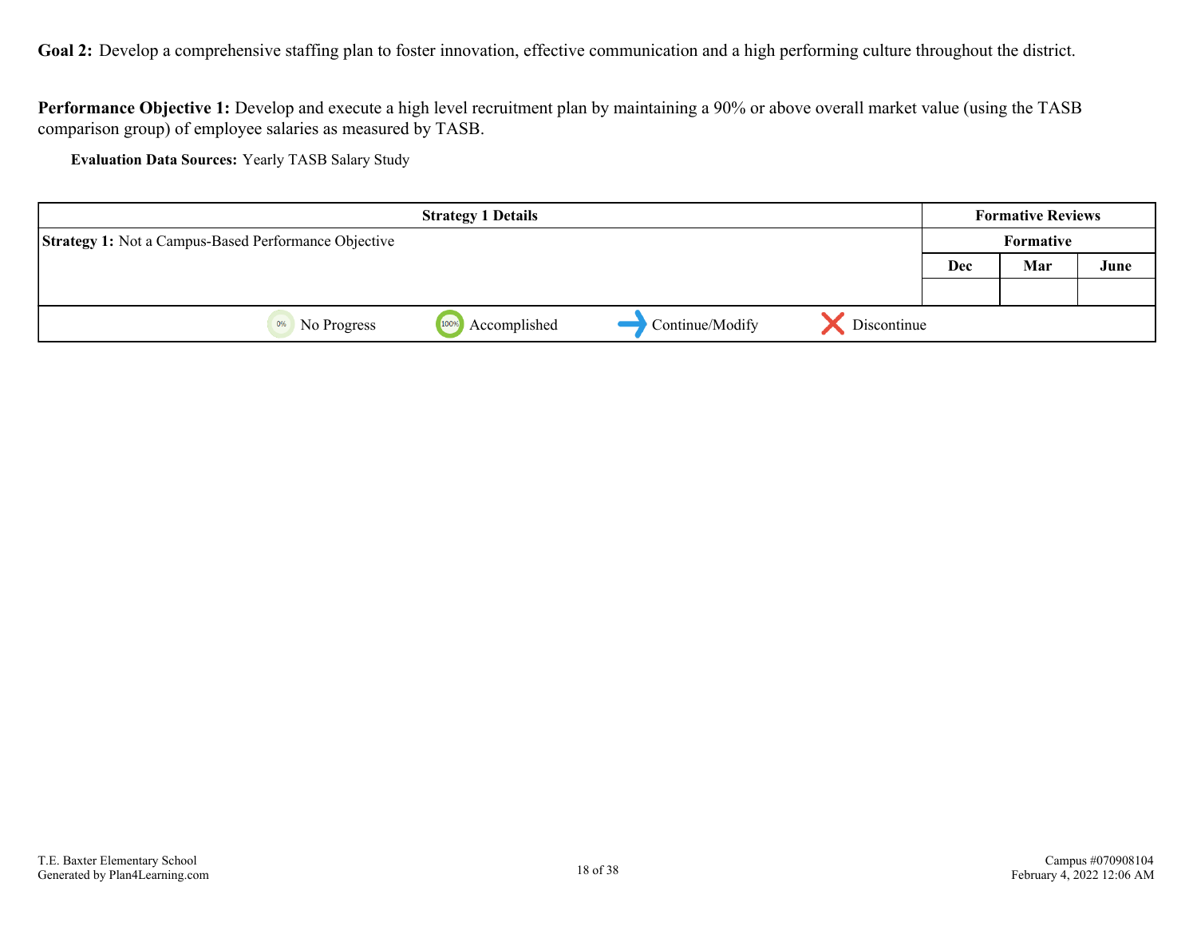**Goal 2:** Develop a comprehensive staffing plan to foster innovation, effective communication and a high performing culture throughout the district.

**Performance Objective 1:** Develop and execute a high level recruitment plan by maintaining a 90% or above overall market value (using the TASB comparison group) of employee salaries as measured by TASB.

**Evaluation Data Sources:** Yearly TASB Salary Study

| Strategy 1 Details | Formative Reviews | | |
|---|---|---|---|
| **Strategy 1:** Not a Campus-Based Performance Objective | Formative | | |
| | Dec | Mar | June |
| | | | |

0% No Progress | 100% Accomplished | Continue/Modify | Discontinue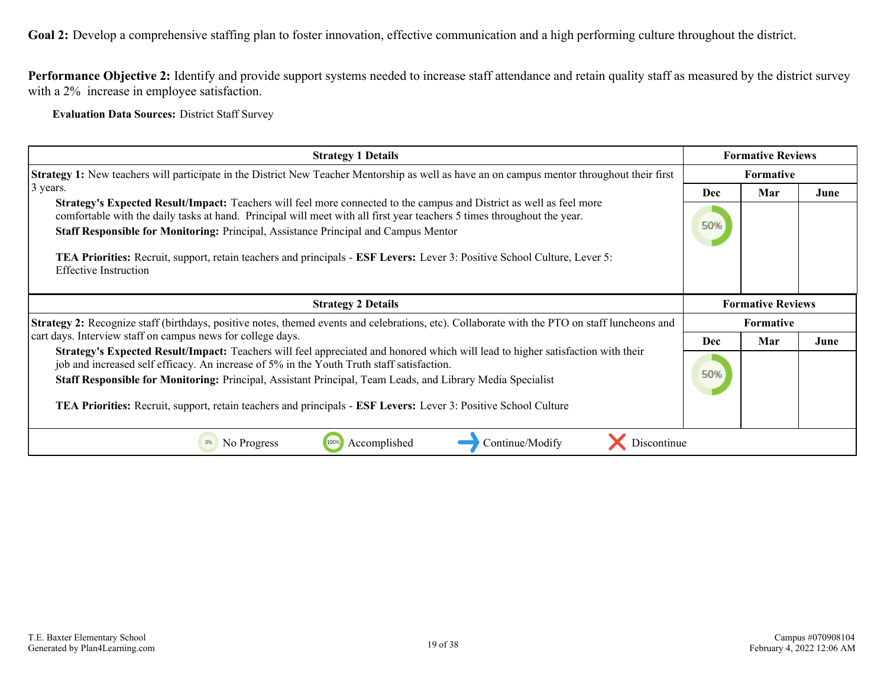**Goal 2:** Develop a comprehensive staffing plan to foster innovation, effective communication and a high performing culture throughout the district.

**Performance Objective 2:** Identify and provide support systems needed to increase staff attendance and retain quality staff as measured by the district survey with a 2% increase in employee satisfaction.

**Evaluation Data Sources:** District Staff Survey

| Strategy 1 Details | Formative Reviews | | |
|---|---|---|---|
| | Formative | | |
| | Dec | Mar | June |
| **Strategy 1:** New teachers will participate in the District New Teacher Mentorship as well as have an on campus mentor throughout their first 3 years.<br>**Strategy's Expected Result/Impact:** Teachers will feel more connected to the campus and District as well as feel more comfortable with the daily tasks at hand. Principal will meet with all first year teachers 5 times throughout the year.<br>**Staff Responsible for Monitoring:** Principal, Assistance Principal and Campus Mentor<br><br>**TEA Priorities:** Recruit, support, retain teachers and principals - **ESF Levers:** Lever 3: Positive School Culture, Lever 5: Effective Instruction | 50% | | |

| Strategy 2 Details | Formative Reviews | | |
|---|---|---|---|
| | Formative | | |
| | Dec | Mar | June |
| **Strategy 2:** Recognize staff (birthdays, positive notes, themed events and celebrations, etc). Collaborate with the PTO on staff luncheons and cart days. Interview staff on campus news for college days.<br>**Strategy's Expected Result/Impact:** Teachers will feel appreciated and honored which will lead to higher satisfaction with their job and increased self efficacy. An increase of 5% in the Youth Truth staff satisfaction.<br>**Staff Responsible for Monitoring:** Principal, Assistant Principal, Team Leads, and Library Media Specialist<br><br>**TEA Priorities:** Recruit, support, retain teachers and principals - **ESF Levers:** Lever 3: Positive School Culture | 50% | | |

0% No Progress | 100% Accomplished | Continue/Modify | Discontinue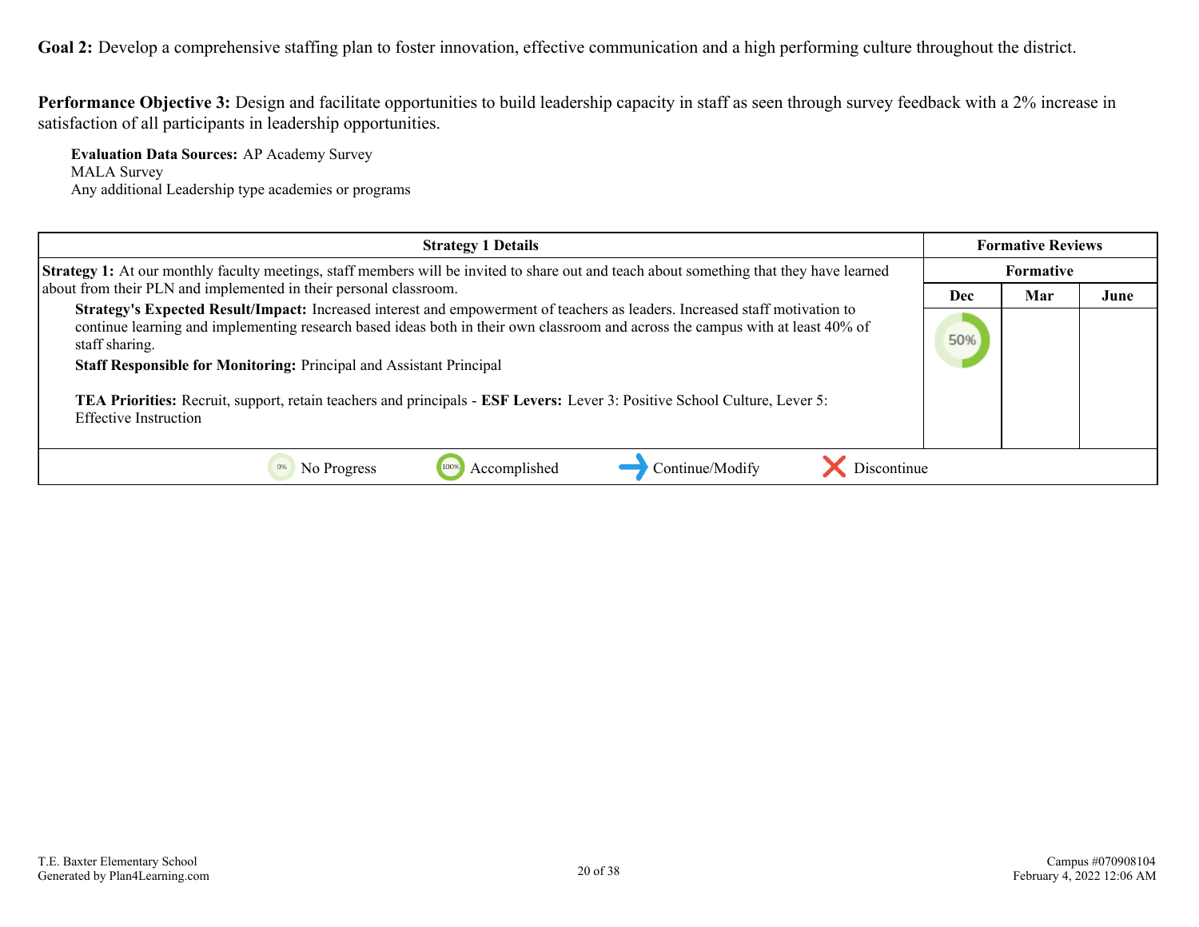**Goal 2:** Develop a comprehensive staffing plan to foster innovation, effective communication and a high performing culture throughout the district.

**Performance Objective 3:** Design and facilitate opportunities to build leadership capacity in staff as seen through survey feedback with a 2% increase in satisfaction of all participants in leadership opportunities.

**Evaluation Data Sources:** AP Academy Survey
MALA Survey
Any additional Leadership type academies or programs

| Strategy 1 Details | Formative Reviews | | |
|---|---|---|---|
| | Formative | | |
| | Dec | Mar | June |
| **Strategy 1:** At our monthly faculty meetings, staff members will be invited to share out and teach about something that they have learned about from their PLN and implemented in their personal classroom.<br>**Strategy's Expected Result/Impact:** Increased interest and empowerment of teachers as leaders. Increased staff motivation to continue learning and implementing research based ideas both in their own classroom and across the campus with at least 40% of staff sharing.<br>**Staff Responsible for Monitoring:** Principal and Assistant Principal<br><br>**TEA Priorities:** Recruit, support, retain teachers and principals - **ESF Levers:** Lever 3: Positive School Culture, Lever 5: Effective Instruction | 50% | | |
| 0% No Progress | 100% Accomplished | → Continue/Modify | ✕ Discontinue |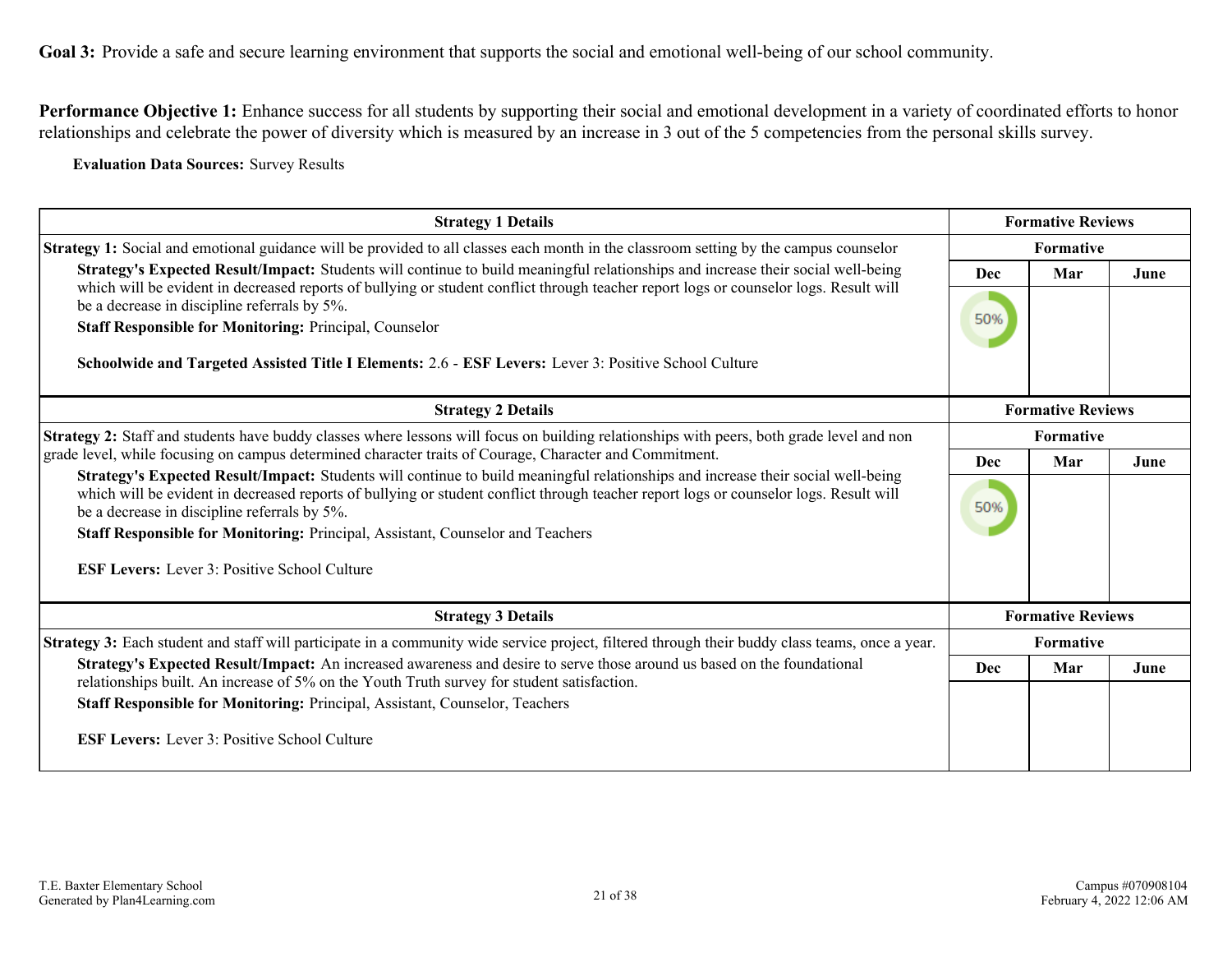**Goal 3:** Provide a safe and secure learning environment that supports the social and emotional well-being of our school community.

**Performance Objective 1:** Enhance success for all students by supporting their social and emotional development in a variety of coordinated efforts to honor relationships and celebrate the power of diversity which is measured by an increase in 3 out of the 5 competencies from the personal skills survey.

**Evaluation Data Sources:** Survey Results

| Strategy 1 Details | Formative Reviews | | |
|---|---|---|---|
| | Formative | | |
| | Dec | Mar | June |
| **Strategy 1:** Social and emotional guidance will be provided to all classes each month in the classroom setting by the campus counselor<br>**Strategy's Expected Result/Impact:** Students will continue to build meaningful relationships and increase their social well-being which will be evident in decreased reports of bullying or student conflict through teacher report logs or counselor logs. Result will be a decrease in discipline referrals by 5%.<br>**Staff Responsible for Monitoring:** Principal, Counselor<br>**Schoolwide and Targeted Assisted Title I Elements:** 2.6 - **ESF Levers:** Lever 3: Positive School Culture | 50% | | |

| Strategy 2 Details | Formative Reviews | | |
|---|---|---|---|
| | Formative | | |
| | Dec | Mar | June |
| **Strategy 2:** Staff and students have buddy classes where lessons will focus on building relationships with peers, both grade level and non grade level, while focusing on campus determined character traits of Courage, Character and Commitment.<br>**Strategy's Expected Result/Impact:** Students will continue to build meaningful relationships and increase their social well-being which will be evident in decreased reports of bullying or student conflict through teacher report logs or counselor logs. Result will be a decrease in discipline referrals by 5%.<br>**Staff Responsible for Monitoring:** Principal, Assistant, Counselor and Teachers<br>**ESF Levers:** Lever 3: Positive School Culture | 50% | | |

| Strategy 3 Details | Formative Reviews | | |
|---|---|---|---|
| | Formative | | |
| | Dec | Mar | June |
| **Strategy 3:** Each student and staff will participate in a community wide service project, filtered through their buddy class teams, once a year.<br>**Strategy's Expected Result/Impact:** An increased awareness and desire to serve those around us based on the foundational relationships built. An increase of 5% on the Youth Truth survey for student satisfaction.<br>**Staff Responsible for Monitoring:** Principal, Assistant, Counselor, Teachers<br>**ESF Levers:** Lever 3: Positive School Culture | | | |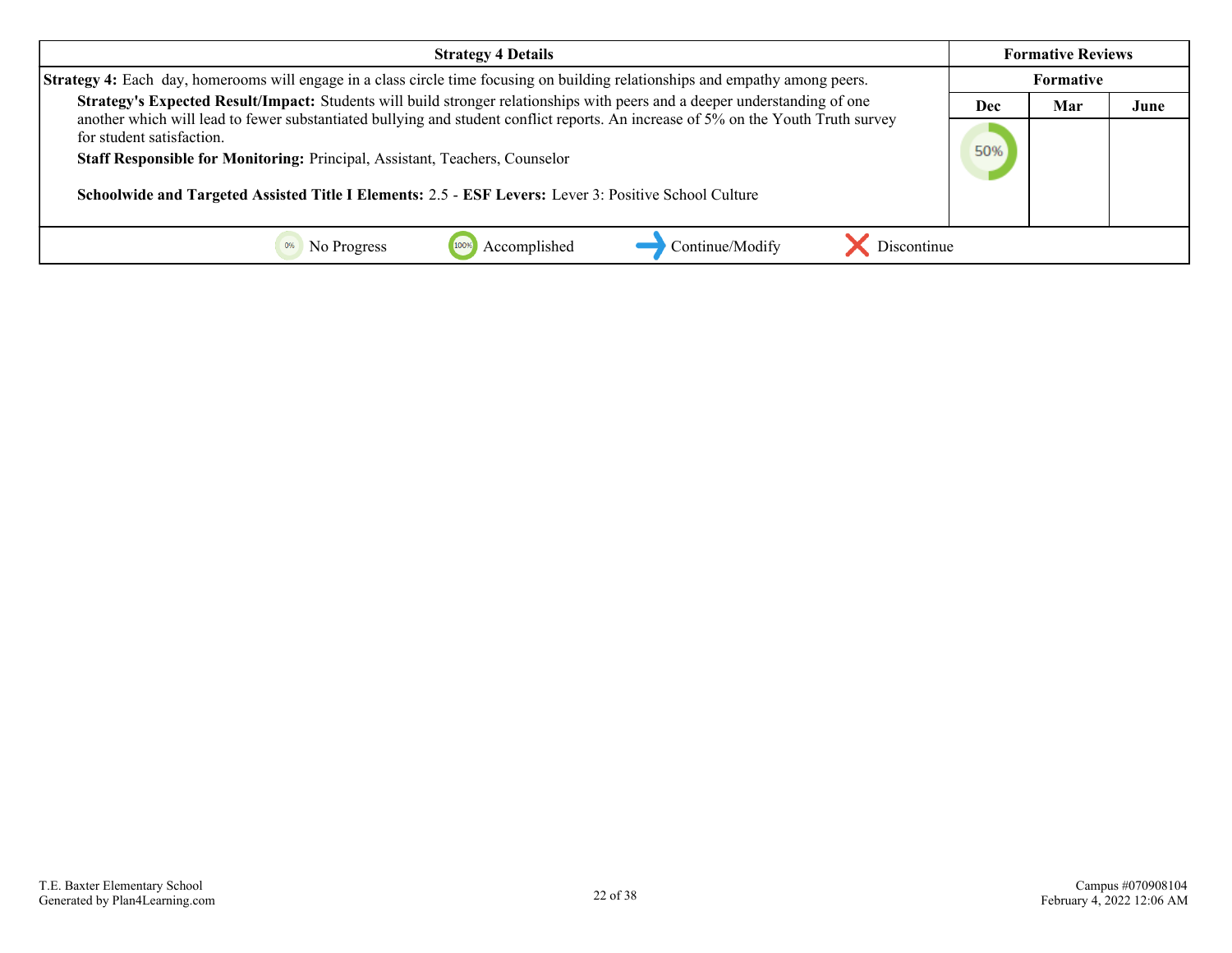| Strategy 4 Details | Formative Reviews | | |
|---|---|---|---|
| | Formative | | |
| **Strategy 4:** Each day, homerooms will engage in a class circle time focusing on building relationships and empathy among peers.<br><br>**Strategy's Expected Result/Impact:** Students will build stronger relationships with peers and a deeper understanding of one another which will lead to fewer substantiated bullying and student conflict reports. An increase of 5% on the Youth Truth survey for student satisfaction.<br><br>**Staff Responsible for Monitoring:** Principal, Assistant, Teachers, Counselor<br><br>**Schoolwide and Targeted Assisted Title I Elements:** 2.5 - **ESF Levers:** Lever 3: Positive School Culture | **Dec** | **Mar** | **June** |
| | 50% | | |

0% No Progress | 100% Accomplished | Continue/Modify | Discontinue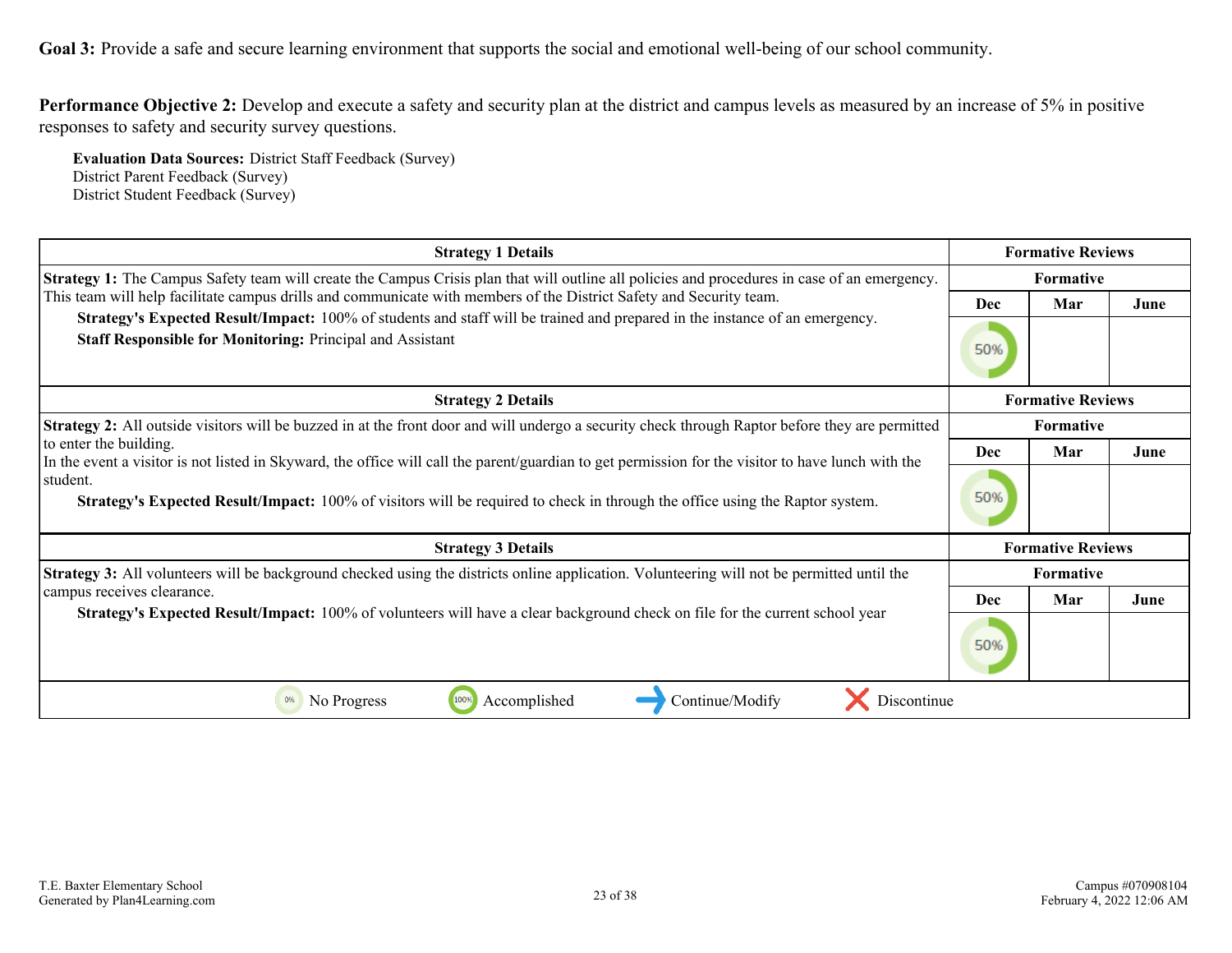**Goal 3:** Provide a safe and secure learning environment that supports the social and emotional well-being of our school community.

**Performance Objective 2:** Develop and execute a safety and security plan at the district and campus levels as measured by an increase of 5% in positive responses to safety and security survey questions.

**Evaluation Data Sources:** District Staff Feedback (Survey)
District Parent Feedback (Survey)
District Student Feedback (Survey)

| Strategy 1 Details | Formative Reviews | | |
|---|---|---|---|
| | Formative | | |
| **Strategy 1:** The Campus Safety team will create the Campus Crisis plan that will outline all policies and procedures in case of an emergency. This team will help facilitate campus drills and communicate with members of the District Safety and Security team. **Strategy's Expected Result/Impact:** 100% of students and staff will be trained and prepared in the instance of an emergency. **Staff Responsible for Monitoring:** Principal and Assistant | Dec | Mar | June |
| | 50% | | |

| Strategy 2 Details | Formative Reviews | | |
|---|---|---|---|
| | Formative | | |
| **Strategy 2:** All outside visitors will be buzzed in at the front door and will undergo a security check through Raptor before they are permitted to enter the building. In the event a visitor is not listed in Skyward, the office will call the parent/guardian to get permission for the visitor to have lunch with the student. **Strategy's Expected Result/Impact:** 100% of visitors will be required to check in through the office using the Raptor system. | Dec | Mar | June |
| | 50% | | |

| Strategy 3 Details | Formative Reviews | | |
|---|---|---|---|
| | Formative | | |
| **Strategy 3:** All volunteers will be background checked using the districts online application. Volunteering will not be permitted until the campus receives clearance. **Strategy's Expected Result/Impact:** 100% of volunteers will have a clear background check on file for the current school year | Dec | Mar | June |
| | 50% | | |

0% No Progress | 100% Accomplished | → Continue/Modify | ✗ Discontinue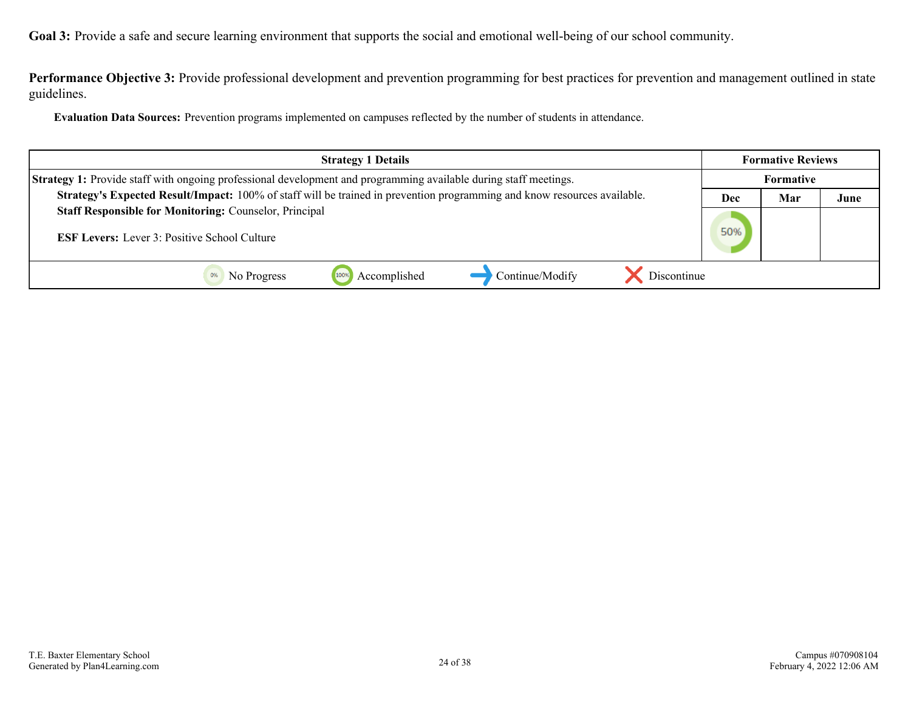**Goal 3:** Provide a safe and secure learning environment that supports the social and emotional well-being of our school community.

**Performance Objective 3:** Provide professional development and prevention programming for best practices for prevention and management outlined in state guidelines.

**Evaluation Data Sources:** Prevention programs implemented on campuses reflected by the number of students in attendance.

| Strategy 1 Details | Formative Reviews | | |
|---|---|---|---|
| | Formative | | |
| **Strategy 1:** Provide staff with ongoing professional development and programming available during staff meetings.<br>**Strategy's Expected Result/Impact:** 100% of staff will be trained in prevention programming and know resources available.<br>**Staff Responsible for Monitoring:** Counselor, Principal<br><br>**ESF Levers:** Lever 3: Positive School Culture | Dec | Mar | June |
| | 50% | | |

0% No Progress | 100% Accomplished | → Continue/Modify | X Discontinue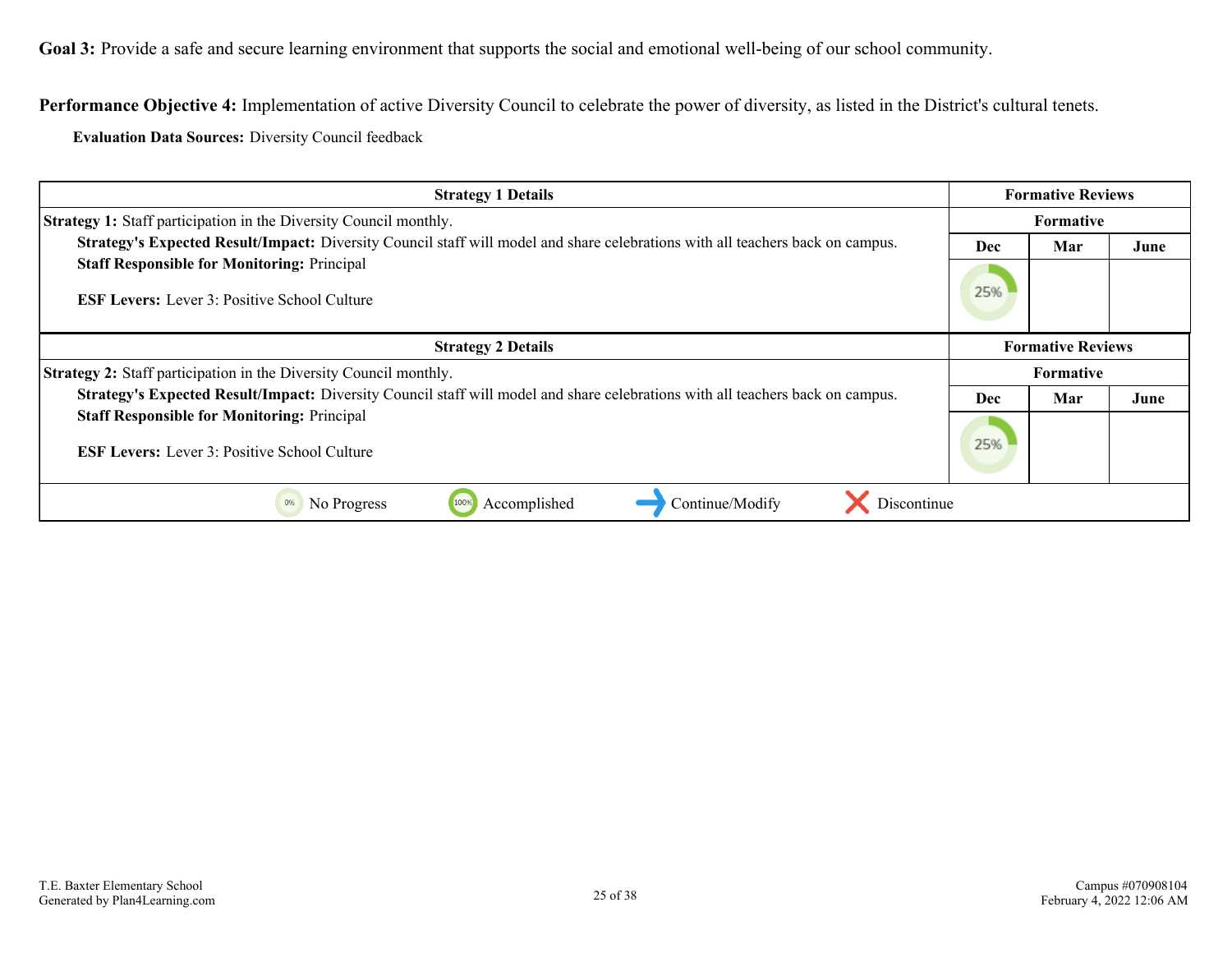**Goal 3:** Provide a safe and secure learning environment that supports the social and emotional well-being of our school community.

**Performance Objective 4:** Implementation of active Diversity Council to celebrate the power of diversity, as listed in the District's cultural tenets.

**Evaluation Data Sources:** Diversity Council feedback

| Strategy 1 Details | Formative Reviews | | |
|---|---|---|---|
| **Strategy 1:** Staff participation in the Diversity Council monthly. | Formative | | |
| **Strategy's Expected Result/Impact:** Diversity Council staff will model and share celebrations with all teachers back on campus.<br>**Staff Responsible for Monitoring:** Principal<br><br>**ESF Levers:** Lever 3: Positive School Culture | Dec | Mar | June |
| | 25% | | |

| Strategy 2 Details | Formative Reviews | | |
|---|---|---|---|
| **Strategy 2:** Staff participation in the Diversity Council monthly. | Formative | | |
| **Strategy's Expected Result/Impact:** Diversity Council staff will model and share celebrations with all teachers back on campus.<br>**Staff Responsible for Monitoring:** Principal<br><br>**ESF Levers:** Lever 3: Positive School Culture | Dec | Mar | June |
| | 25% | | |

0% No Progress | 100% Accomplished | Continue/Modify | Discontinue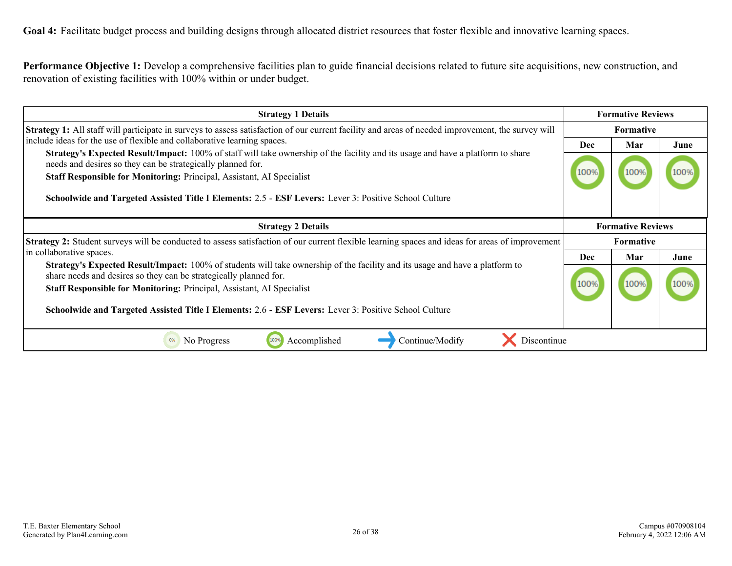**Goal 4:** Facilitate budget process and building designs through allocated district resources that foster flexible and innovative learning spaces.

**Performance Objective 1:** Develop a comprehensive facilities plan to guide financial decisions related to future site acquisitions, new construction, and renovation of existing facilities with 100% within or under budget.

| Strategy 1 Details | Formative Reviews | | |
|---|---|---|---|
| | Formative | | |
| **Strategy 1:** All staff will participate in surveys to assess satisfaction of our current facility and areas of needed improvement, the survey will include ideas for the use of flexible and collaborative learning spaces.<br>**Strategy's Expected Result/Impact:** 100% of staff will take ownership of the facility and its usage and have a platform to share needs and desires so they can be strategically planned for.<br>**Staff Responsible for Monitoring:** Principal, Assistant, AI Specialist<br><br>**Schoolwide and Targeted Assisted Title I Elements:** 2.5 - **ESF Levers:** Lever 3: Positive School Culture | Dec | Mar | June |
| | 100% | 100% | 100% |

| Strategy 2 Details | Formative Reviews | | |
|---|---|---|---|
| | Formative | | |
| **Strategy 2:** Student surveys will be conducted to assess satisfaction of our current flexible learning spaces and ideas for areas of improvement in collaborative spaces.<br>**Strategy's Expected Result/Impact:** 100% of students will take ownership of the facility and its usage and have a platform to share needs and desires so they can be strategically planned for.<br>**Staff Responsible for Monitoring:** Principal, Assistant, AI Specialist<br><br>**Schoolwide and Targeted Assisted Title I Elements:** 2.6 - **ESF Levers:** Lever 3: Positive School Culture | Dec | Mar | June |
| | 100% | 100% | 100% |

0% No Progress | 100% Accomplished | → Continue/Modify | ✕ Discontinue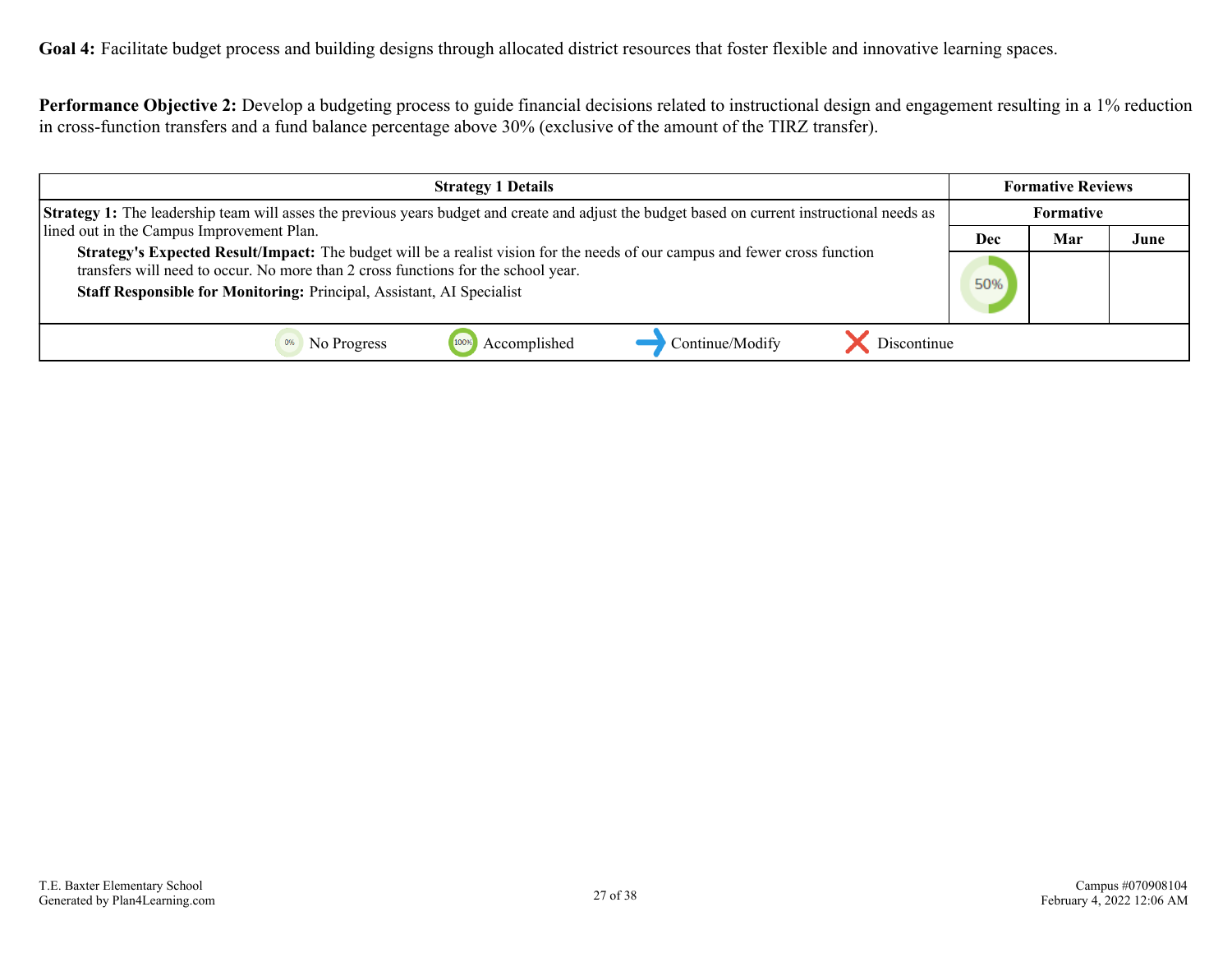**Goal 4:** Facilitate budget process and building designs through allocated district resources that foster flexible and innovative learning spaces.

**Performance Objective 2:** Develop a budgeting process to guide financial decisions related to instructional design and engagement resulting in a 1% reduction in cross-function transfers and a fund balance percentage above 30% (exclusive of the amount of the TIRZ transfer).

| Strategy 1 Details | Formative Reviews | | |
|---|---|---|---|
| | Formative | | |
| **Strategy 1:** The leadership team will asses the previous years budget and create and adjust the budget based on current instructional needs as lined out in the Campus Improvement Plan.<br>**Strategy's Expected Result/Impact:** The budget will be a realist vision for the needs of our campus and fewer cross function transfers will need to occur. No more than 2 cross functions for the school year.<br>**Staff Responsible for Monitoring:** Principal, Assistant, AI Specialist | Dec | Mar | June |
| | 50% | | |

0% No Progress | 100% Accomplished | Continue/Modify | Discontinue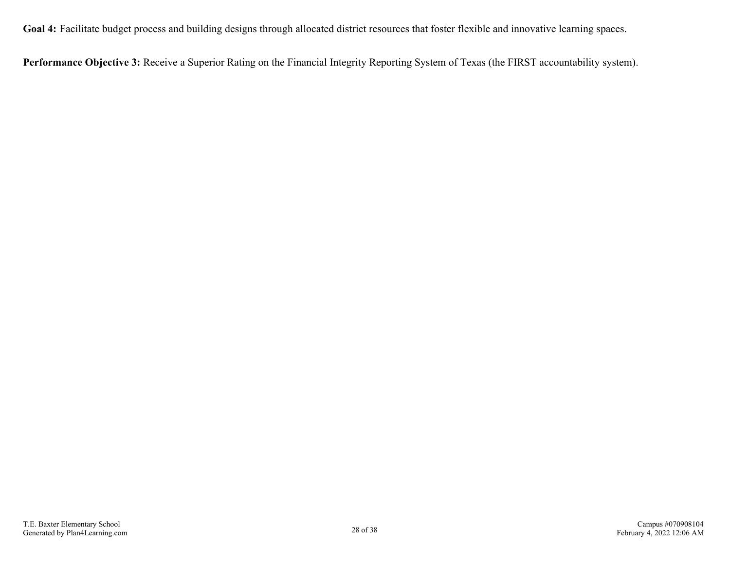**Goal 4:** Facilitate budget process and building designs through allocated district resources that foster flexible and innovative learning spaces.

**Performance Objective 3:** Receive a Superior Rating on the Financial Integrity Reporting System of Texas (the FIRST accountability system).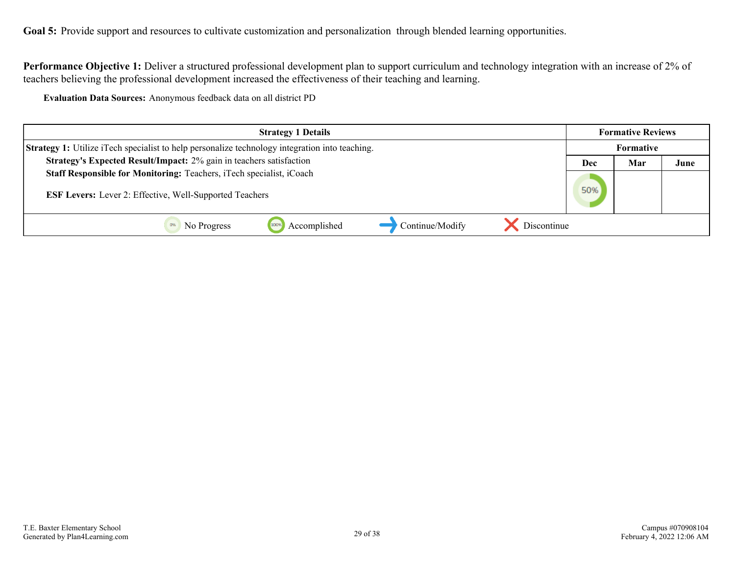**Goal 5:** Provide support and resources to cultivate customization and personalization through blended learning opportunities.

**Performance Objective 1:** Deliver a structured professional development plan to support curriculum and technology integration with an increase of 2% of teachers believing the professional development increased the effectiveness of their teaching and learning.

**Evaluation Data Sources:** Anonymous feedback data on all district PD

| Strategy 1 Details | Formative Reviews | | |
|---|---|---|---|
| | Formative | | |
| **Strategy 1:** Utilize iTech specialist to help personalize technology integration into teaching.<br>**Strategy's Expected Result/Impact:** 2% gain in teachers satisfaction<br>**Staff Responsible for Monitoring:** Teachers, iTech specialist, iCoach<br><br>**ESF Levers:** Lever 2: Effective, Well-Supported Teachers | Dec | Mar | June |
| | 50% | | |
| 0% No Progress &nbsp;&nbsp; 100% Accomplished &nbsp;&nbsp; → Continue/Modify &nbsp;&nbsp; ✕ Discontinue | | | |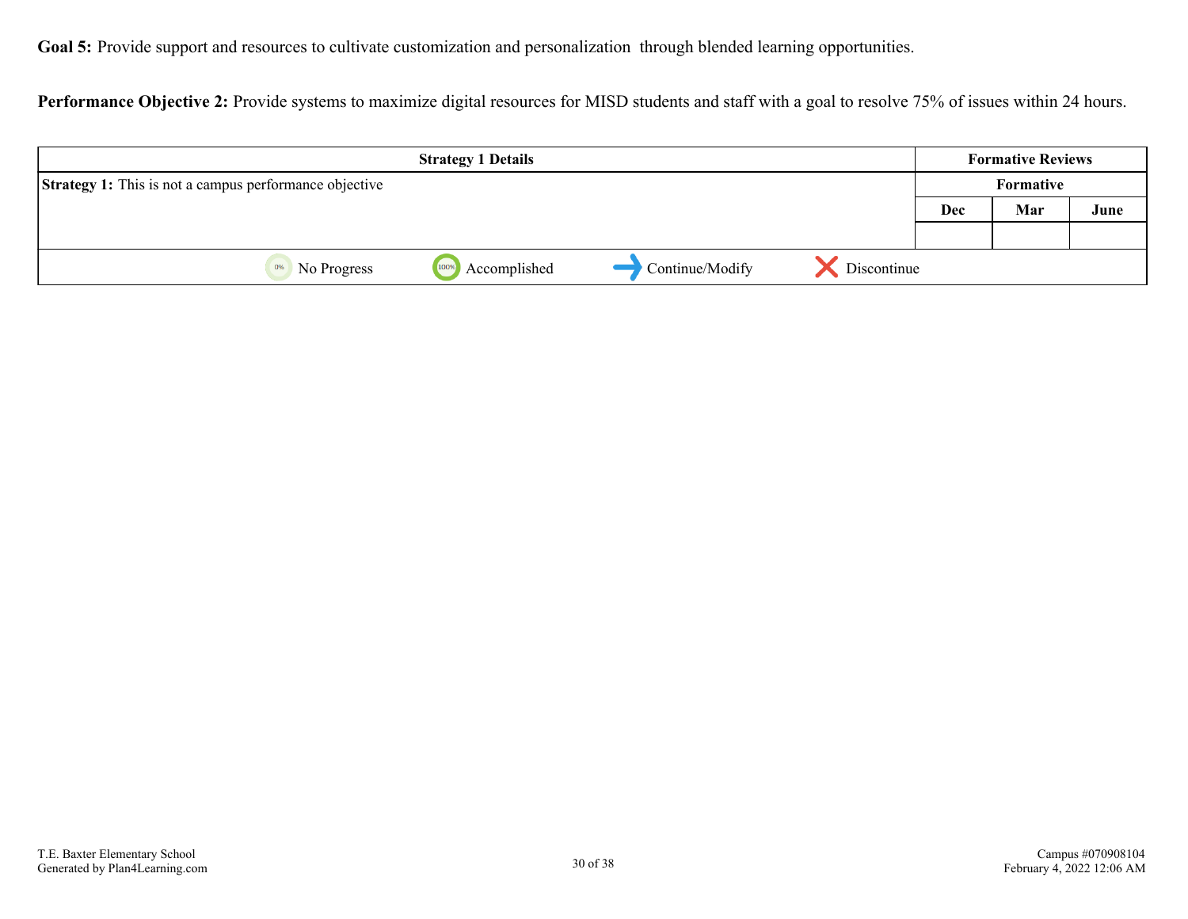**Goal 5:** Provide support and resources to cultivate customization and personalization through blended learning opportunities.

**Performance Objective 2:** Provide systems to maximize digital resources for MISD students and staff with a goal to resolve 75% of issues within 24 hours.

| Strategy 1 Details | Formative Reviews | | |
|---|---|---|---|
| **Strategy 1:** This is not a campus performance objective | Formative | | |
| | Dec | Mar | June |
| | | | |

No Progress | Accomplished | Continue/Modify | Discontinue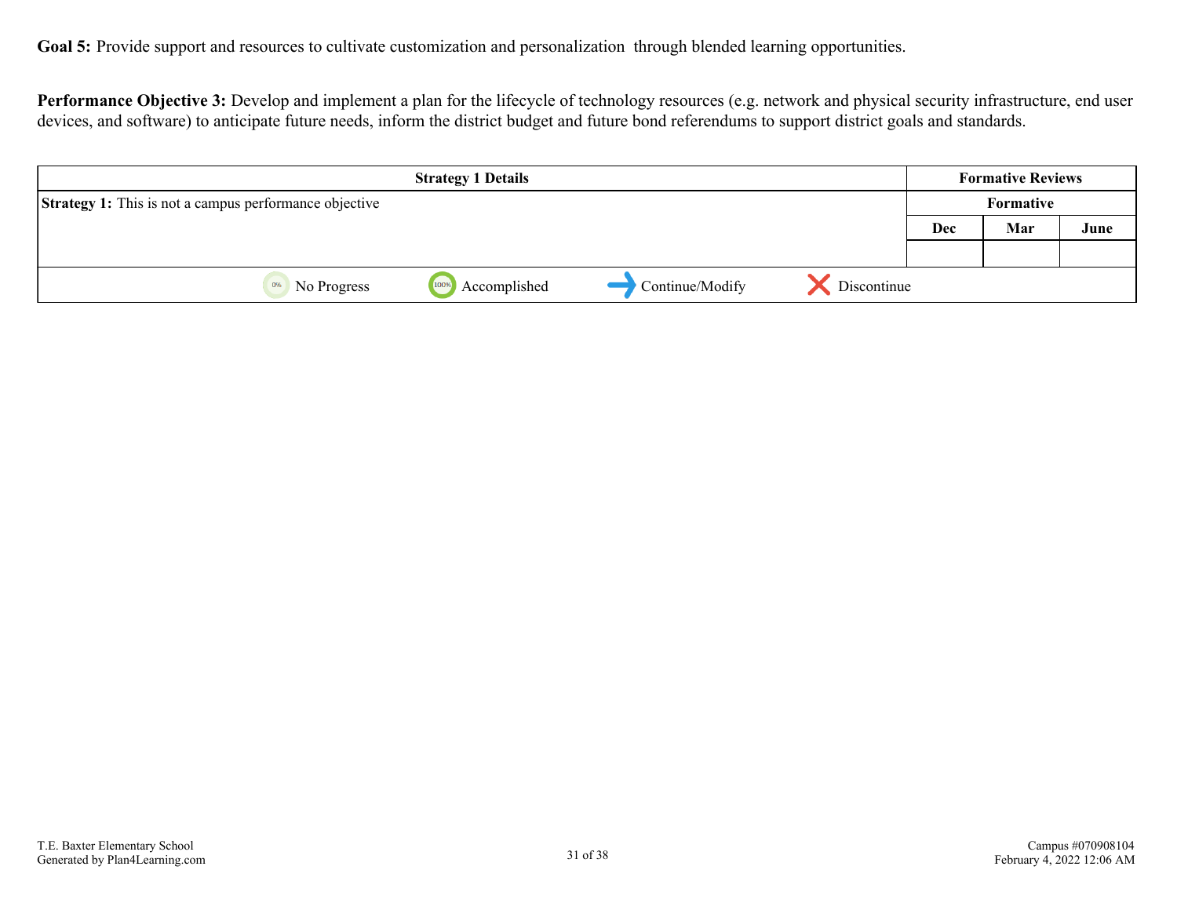**Goal 5:** Provide support and resources to cultivate customization and personalization  through blended learning opportunities.

**Performance Objective 3:** Develop and implement a plan for the lifecycle of technology resources (e.g. network and physical security infrastructure, end user devices, and software) to anticipate future needs, inform the district budget and future bond referendums to support district goals and standards.

| Strategy 1 Details | Formative Reviews | | |
|---|---|---|---|
| **Strategy 1:** This is not a campus performance objective | Formative | | |
| | Dec | Mar | June |
| | | | |
| 0% No Progress &nbsp;&nbsp; 100% Accomplished &nbsp;&nbsp; → Continue/Modify &nbsp;&nbsp; ✕ Discontinue | | | |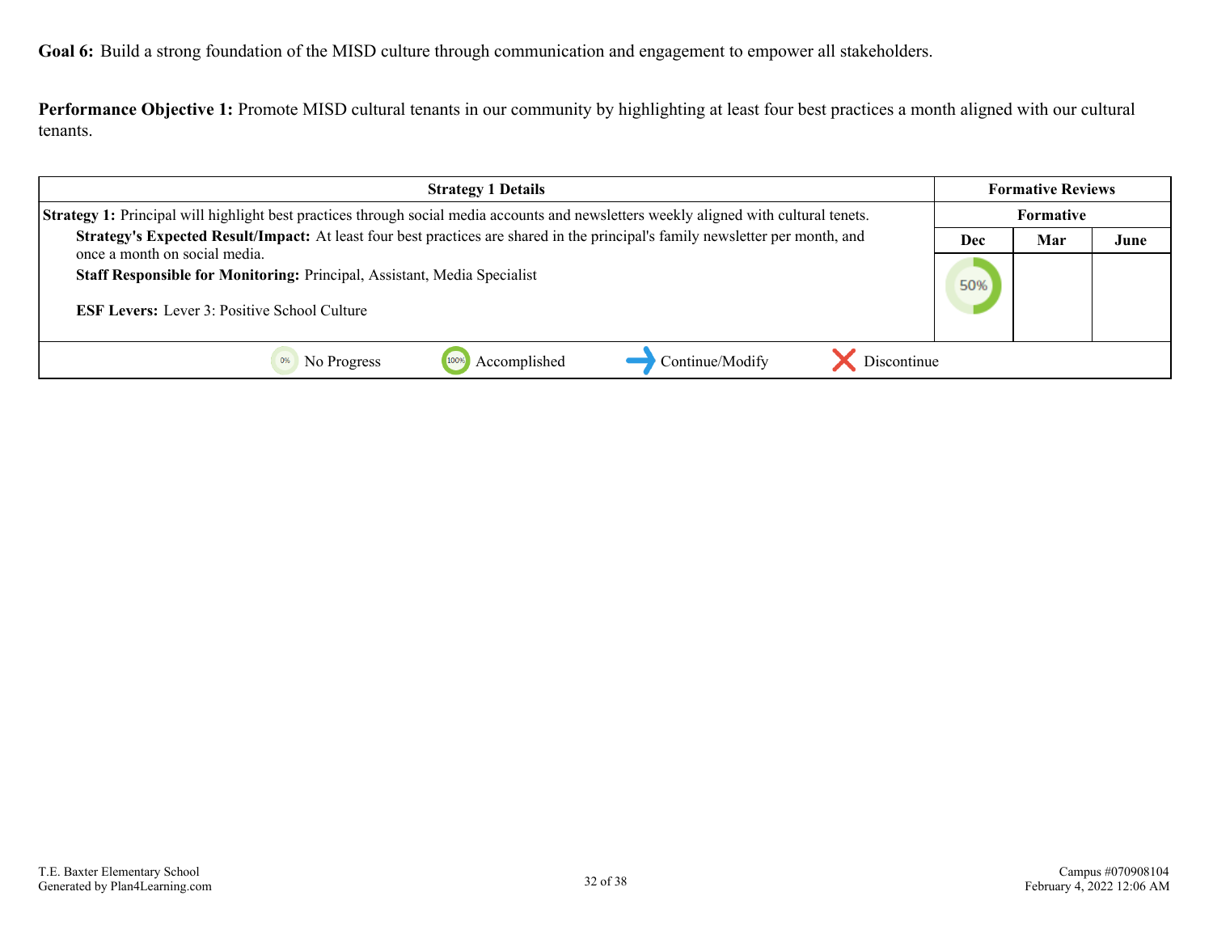**Goal 6:** Build a strong foundation of the MISD culture through communication and engagement to empower all stakeholders.

**Performance Objective 1:** Promote MISD cultural tenants in our community by highlighting at least four best practices a month aligned with our cultural tenants.

| Strategy 1 Details | Formative Reviews | | |
|---|---|---|---|
| | Formative | | |
| **Strategy 1:** Principal will highlight best practices through social media accounts and newsletters weekly aligned with cultural tenets.<br>**Strategy's Expected Result/Impact:** At least four best practices are shared in the principal's family newsletter per month, and once a month on social media.<br>**Staff Responsible for Monitoring:** Principal, Assistant, Media Specialist<br><br>**ESF Levers:** Lever 3: Positive School Culture | Dec | Mar | June |
| | 50% | | |

0% No Progress | 100% Accomplished | Continue/Modify | Discontinue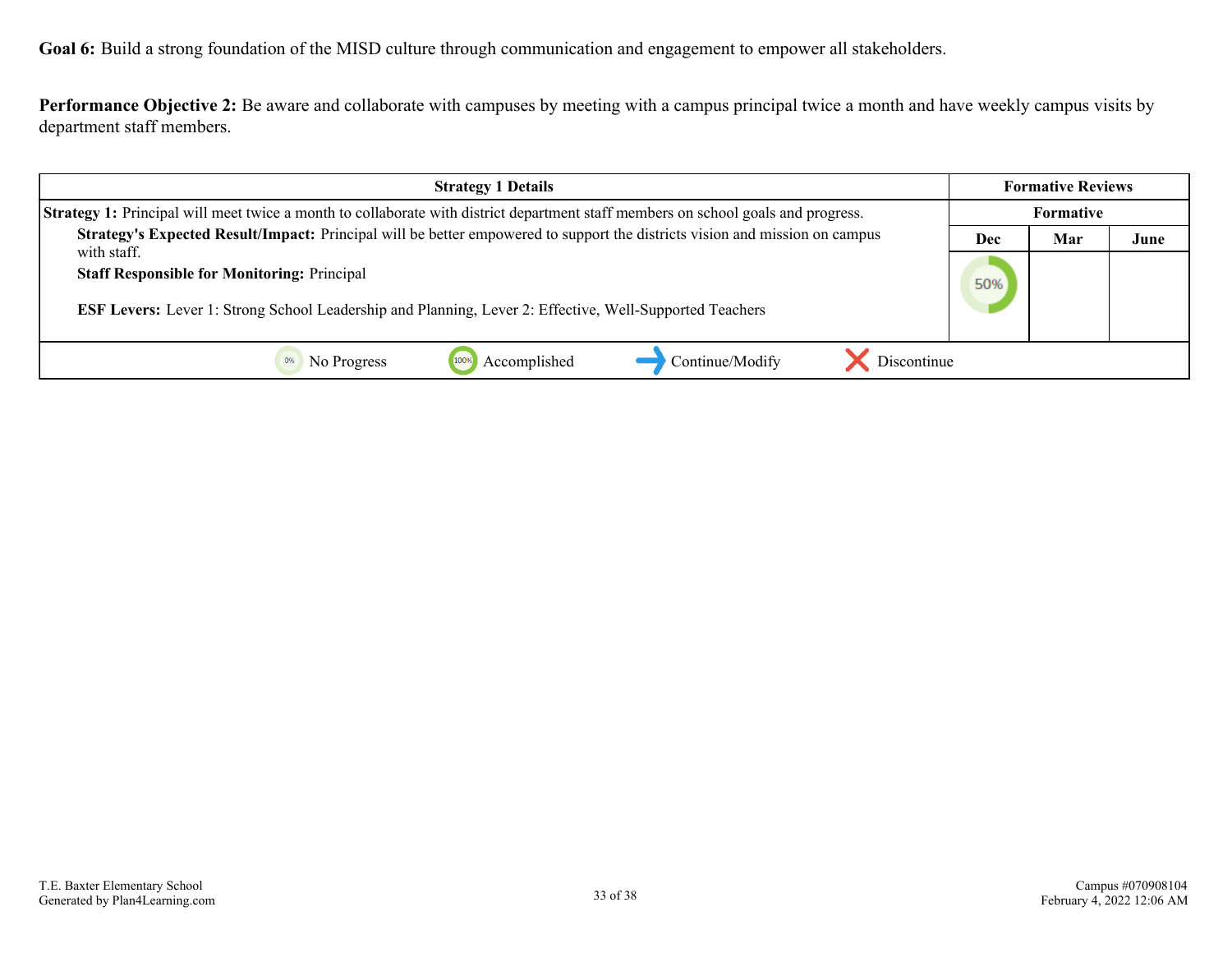**Goal 6:** Build a strong foundation of the MISD culture through communication and engagement to empower all stakeholders.

**Performance Objective 2:** Be aware and collaborate with campuses by meeting with a campus principal twice a month and have weekly campus visits by department staff members.

| Strategy 1 Details | Formative Reviews | | |
|---|---|---|---|
| | Formative | | |
| | Dec | Mar | June |
| **Strategy 1:** Principal will meet twice a month to collaborate with district department staff members on school goals and progress.<br>**Strategy's Expected Result/Impact:** Principal will be better empowered to support the districts vision and mission on campus with staff.<br>**Staff Responsible for Monitoring:** Principal<br><br>**ESF Levers:** Lever 1: Strong School Leadership and Planning, Lever 2: Effective, Well-Supported Teachers | 50% | | |
| 0% No Progress &nbsp;&nbsp; 100% Accomplished &nbsp;&nbsp; → Continue/Modify &nbsp;&nbsp; ✗ Discontinue | | | |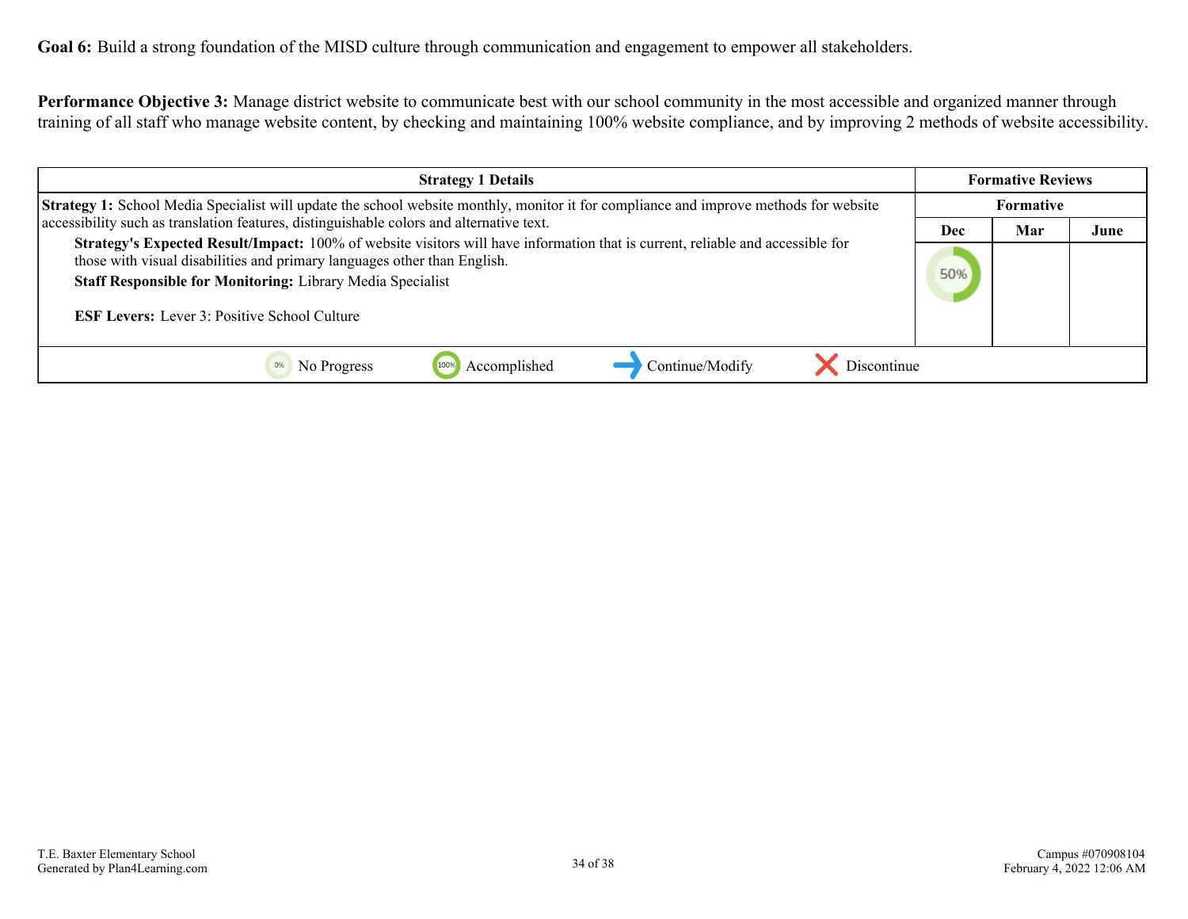**Goal 6:** Build a strong foundation of the MISD culture through communication and engagement to empower all stakeholders.

**Performance Objective 3:** Manage district website to communicate best with our school community in the most accessible and organized manner through training of all staff who manage website content, by checking and maintaining 100% website compliance, and by improving 2 methods of website accessibility.

| Strategy 1 Details | Formative Reviews | | |
|---|---|---|---|
| | Formative | | |
| | Dec | Mar | June |
| **Strategy 1:** School Media Specialist will update the school website monthly, monitor it for compliance and improve methods for website accessibility such as translation features, distinguishable colors and alternative text.<br>**Strategy's Expected Result/Impact:** 100% of website visitors will have information that is current, reliable and accessible for those with visual disabilities and primary languages other than English.<br>**Staff Responsible for Monitoring:** Library Media Specialist<br><br>**ESF Levers:** Lever 3: Positive School Culture | 50% | | |
| 0% No Progress &nbsp;&nbsp; 100% Accomplished &nbsp;&nbsp; → Continue/Modify &nbsp;&nbsp; ✕ Discontinue | | | |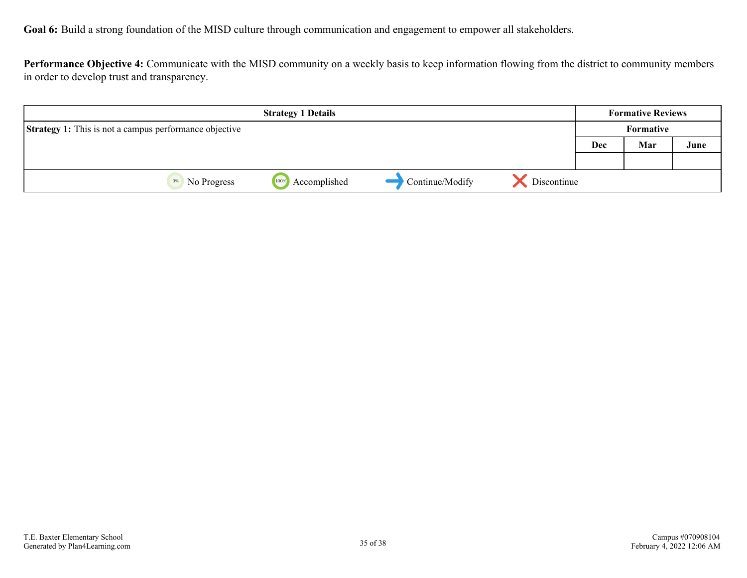**Goal 6:** Build a strong foundation of the MISD culture through communication and engagement to empower all stakeholders.

**Performance Objective 4:** Communicate with the MISD community on a weekly basis to keep information flowing from the district to community members in order to develop trust and transparency.

| Strategy 1 Details | Formative Reviews | | |
|---|---|---|---|
| **Strategy 1:** This is not a campus performance objective | Formative | | |
| | Dec | Mar | June |
| | | | |

No Progress | Accomplished | Continue/Modify | Discontinue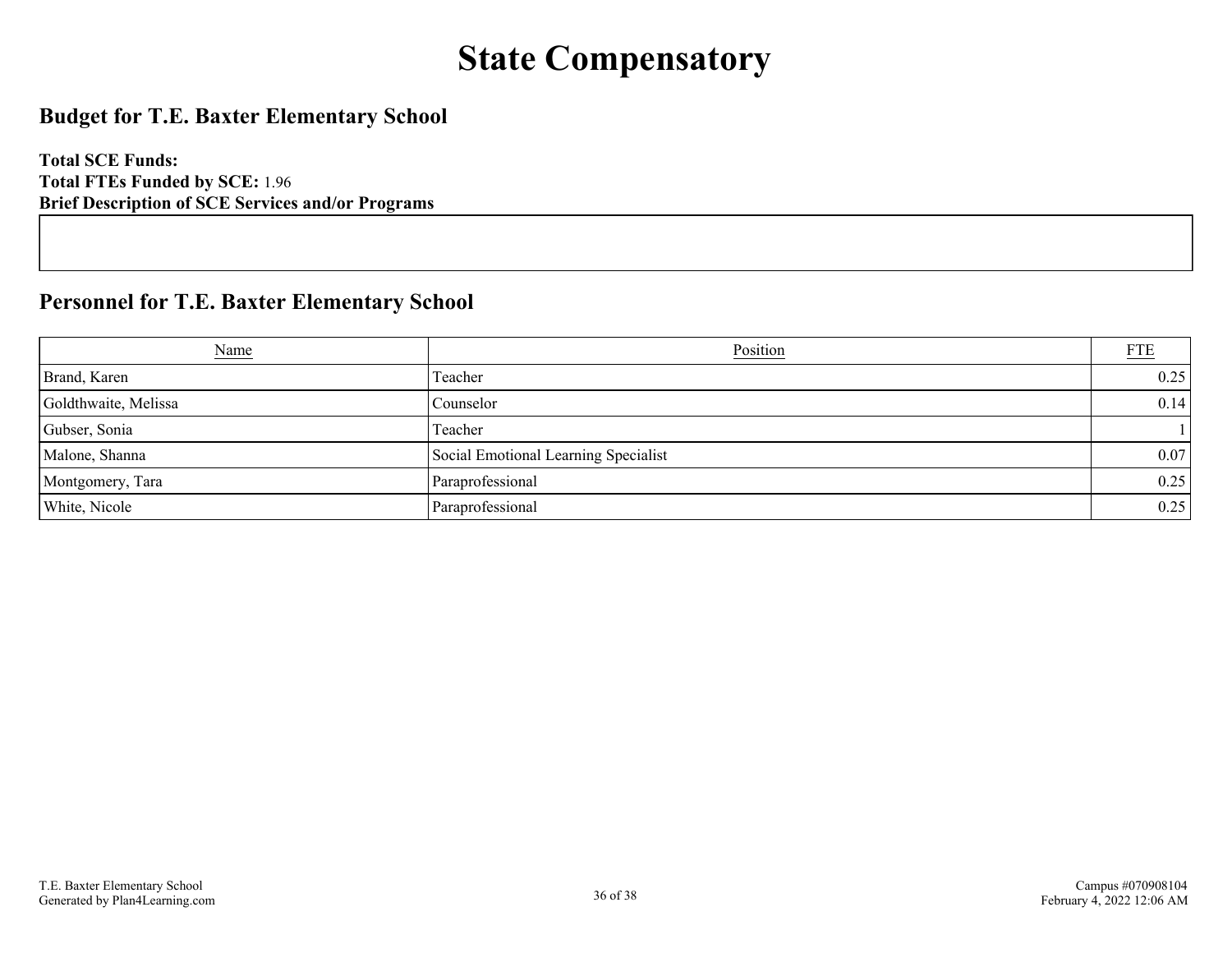# State Compensatory

## Budget for T.E. Baxter Elementary School

**Total SCE Funds:**
**Total FTEs Funded by SCE:** 1.96
**Brief Description of SCE Services and/or Programs**

## Personnel for T.E. Baxter Elementary School

| Name | Position | FTE |
|---|---|---|
| Brand, Karen | Teacher | 0.25 |
| Goldthwaite, Melissa | Counselor | 0.14 |
| Gubser, Sonia | Teacher | 1 |
| Malone, Shanna | Social Emotional Learning Specialist | 0.07 |
| Montgomery, Tara | Paraprofessional | 0.25 |
| White, Nicole | Paraprofessional | 0.25 |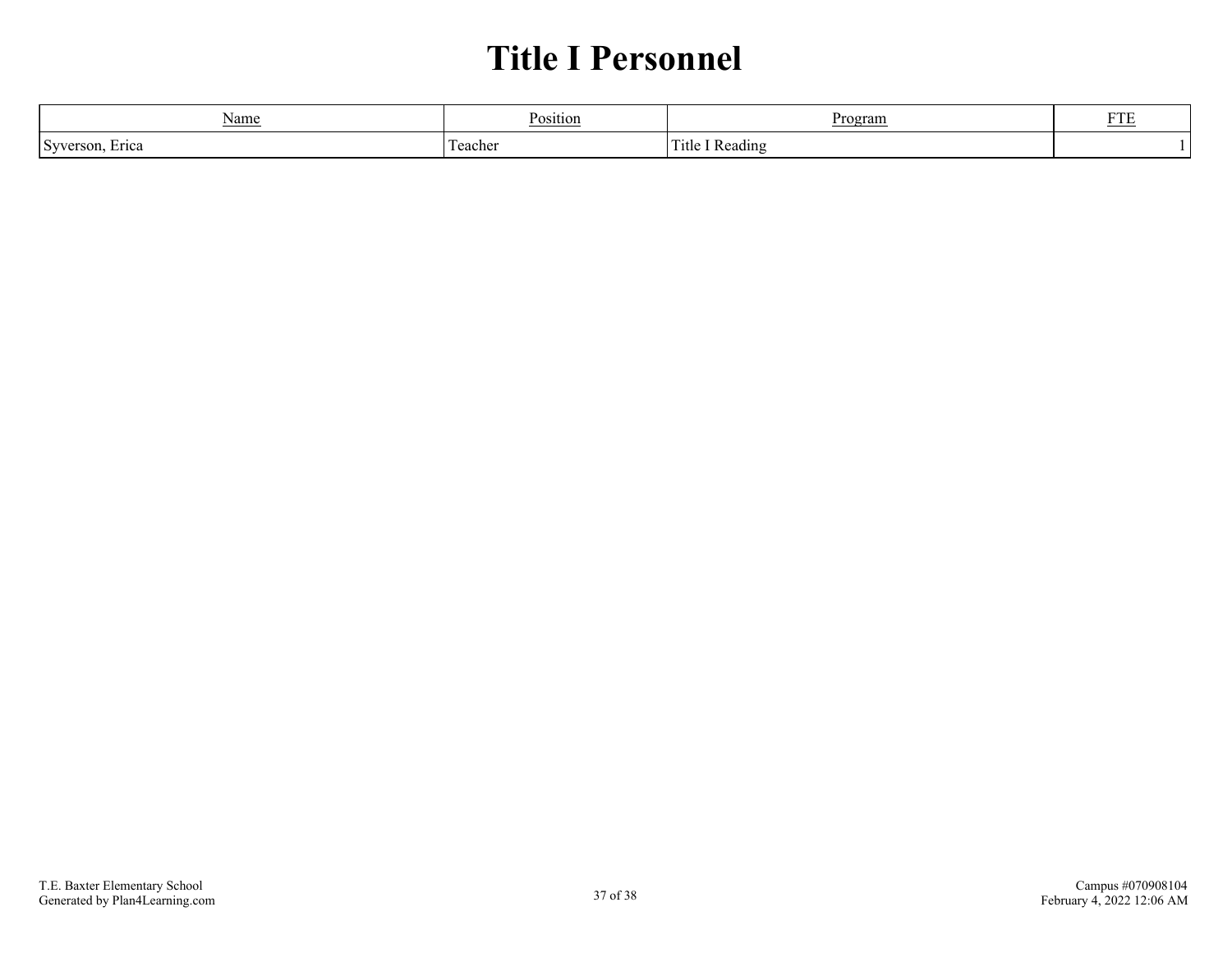# Title I Personnel

| Name | Position | Program | FTE |
|---|---|---|---|
| Syverson, Erica | Teacher | Title I Reading | 1 |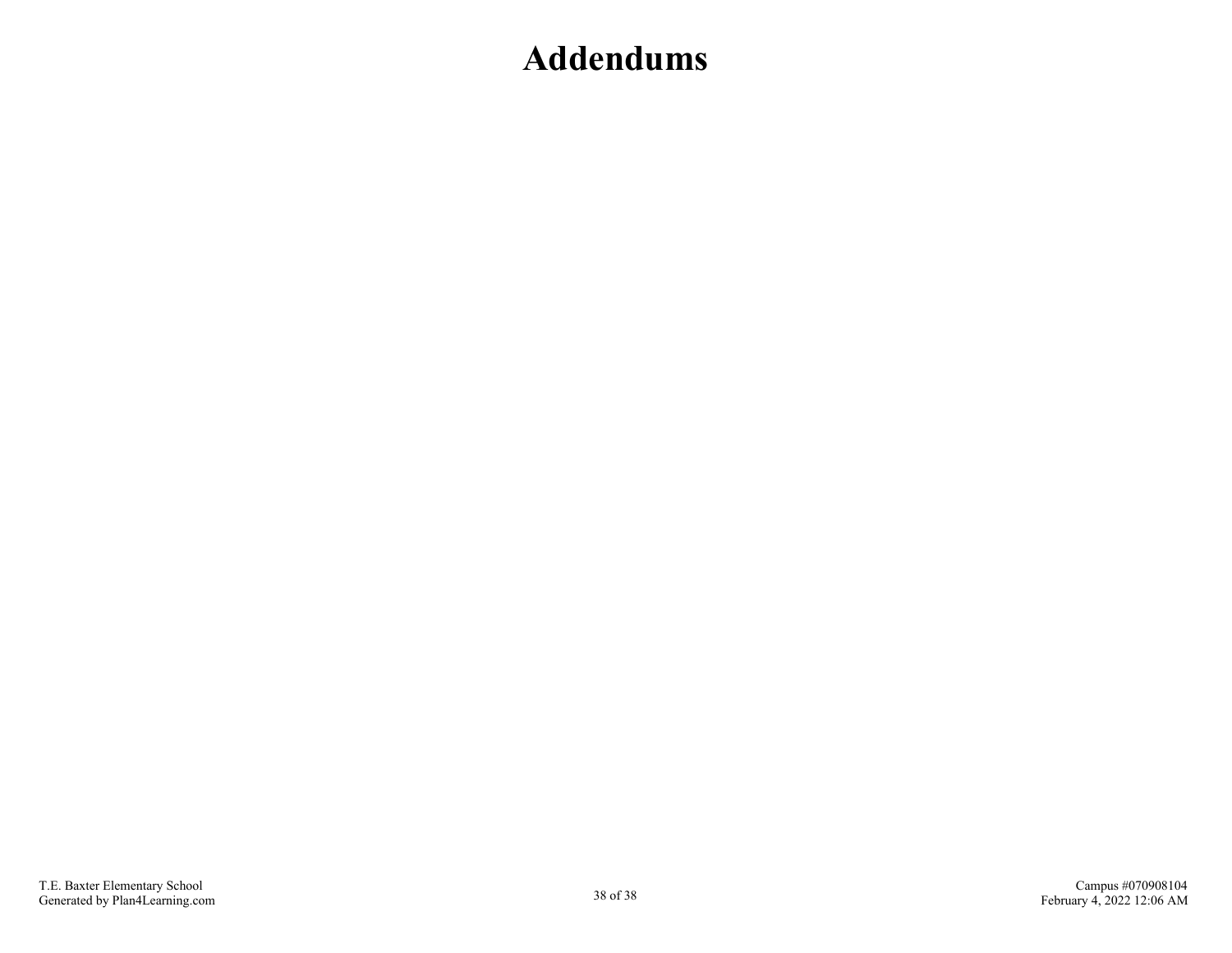# Addendums